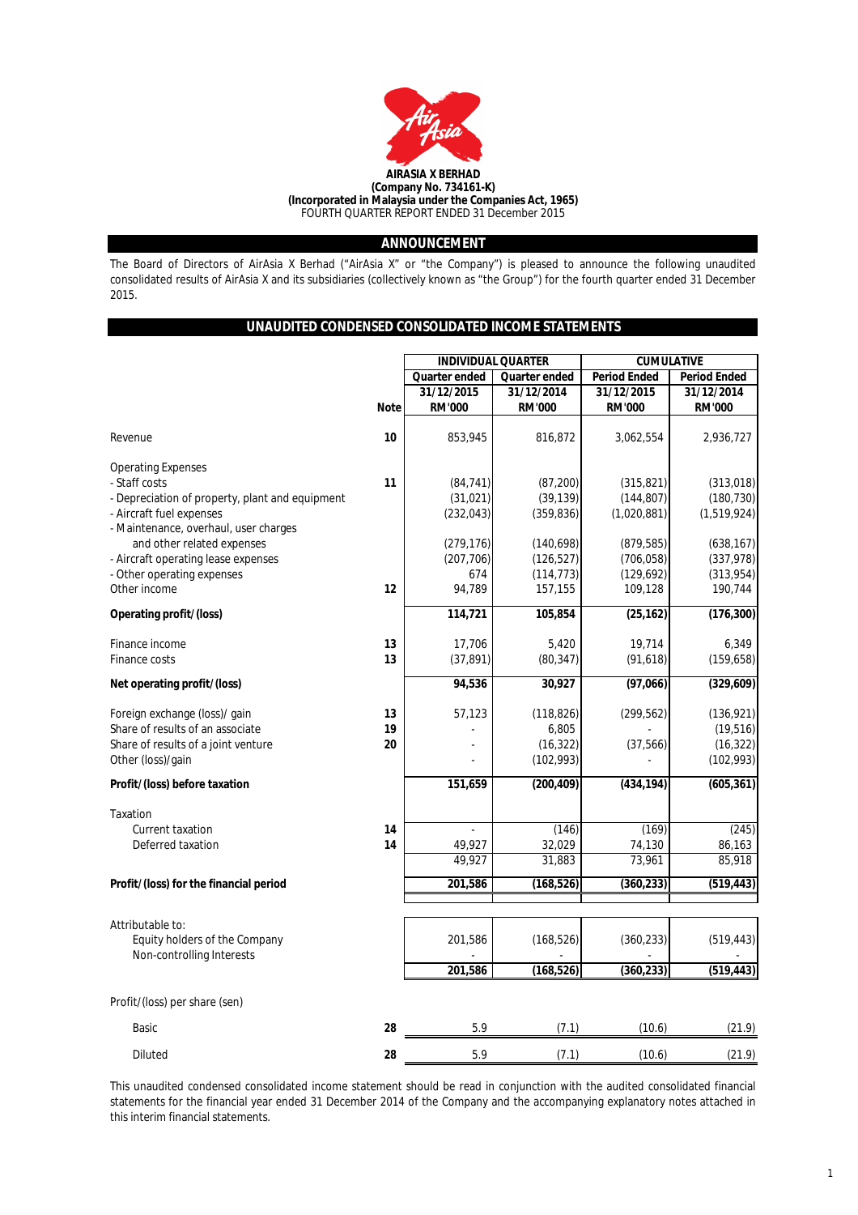**AIRASIA X BERHAD**
**(Company No. 734161-K)**
**(Incorporated in Malaysia under the Companies Act, 1965)**
FOURTH QUARTER REPORT ENDED 31 December 2015

## ANNOUNCEMENT

The Board of Directors of AirAsia X Berhad ("AirAsia X" or "the Company") is pleased to announce the following unaudited consolidated results of AirAsia X and its subsidiaries (collectively known as "the Group") for the fourth quarter ended 31 December 2015.

## UNAUDITED CONDENSED CONSOLIDATED INCOME STATEMENTS

| | | INDIVIDUAL QUARTER | | CUMULATIVE | |
|---|---|---|---|---|---|
| | | Quarter ended | Quarter ended | Period Ended | Period Ended |
| | | 31/12/2015 | 31/12/2014 | 31/12/2015 | 31/12/2014 |
| | Note | RM'000 | RM'000 | RM'000 | RM'000 |
| Revenue | 10 | 853,945 | 816,872 | 3,062,554 | 2,936,727 |
| Operating Expenses | | | | | |
| - Staff costs | 11 | (84,741) | (87,200) | (315,821) | (313,018) |
| - Depreciation of property, plant and equipment | | (31,021) | (39,139) | (144,807) | (180,730) |
| - Aircraft fuel expenses | | (232,043) | (359,836) | (1,020,881) | (1,519,924) |
| - Maintenance, overhaul, user charges and other related expenses | | (279,176) | (140,698) | (879,585) | (638,167) |
| - Aircraft operating lease expenses | | (207,706) | (126,527) | (706,058) | (337,978) |
| - Other operating expenses | | 674 | (114,773) | (129,692) | (313,954) |
| Other income | 12 | 94,789 | 157,155 | 109,128 | 190,744 |
| **Operating profit/(loss)** | | **114,721** | **105,854** | **(25,162)** | **(176,300)** |
| Finance income | 13 | 17,706 | 5,420 | 19,714 | 6,349 |
| Finance costs | 13 | (37,891) | (80,347) | (91,618) | (159,658) |
| **Net operating profit/(loss)** | | **94,536** | **30,927** | **(97,066)** | **(329,609)** |
| Foreign exchange (loss)/ gain | 13 | 57,123 | (118,826) | (299,562) | (136,921) |
| Share of results of an associate | 19 | - | 6,805 | - | (19,516) |
| Share of results of a joint venture | 20 | - | (16,322) | (37,566) | (16,322) |
| Other (loss)/gain | | - | (102,993) | - | (102,993) |
| **Profit/(loss) before taxation** | | **151,659** | **(200,409)** | **(434,194)** | **(605,361)** |
| Taxation | | | | | |
| Current taxation | 14 | - | (146) | (169) | (245) |
| Deferred taxation | 14 | 49,927 | 32,029 | 74,130 | 86,163 |
| | | 49,927 | 31,883 | 73,961 | 85,918 |
| **Profit/(loss) for the financial period** | | **201,586** | **(168,526)** | **(360,233)** | **(519,443)** |
| Attributable to: | | | | | |
| Equity holders of the Company | | 201,586 | (168,526) | (360,233) | (519,443) |
| Non-controlling Interests | | - | - | - | - |
| | | **201,586** | **(168,526)** | **(360,233)** | **(519,443)** |
| Profit/(loss) per share (sen) | | | | | |
| Basic | 28 | 5.9 | (7.1) | (10.6) | (21.9) |
| Diluted | 28 | 5.9 | (7.1) | (10.6) | (21.9) |

This unaudited condensed consolidated income statement should be read in conjunction with the audited consolidated financial statements for the financial year ended 31 December 2014 of the Company and the accompanying explanatory notes attached in this interim financial statements.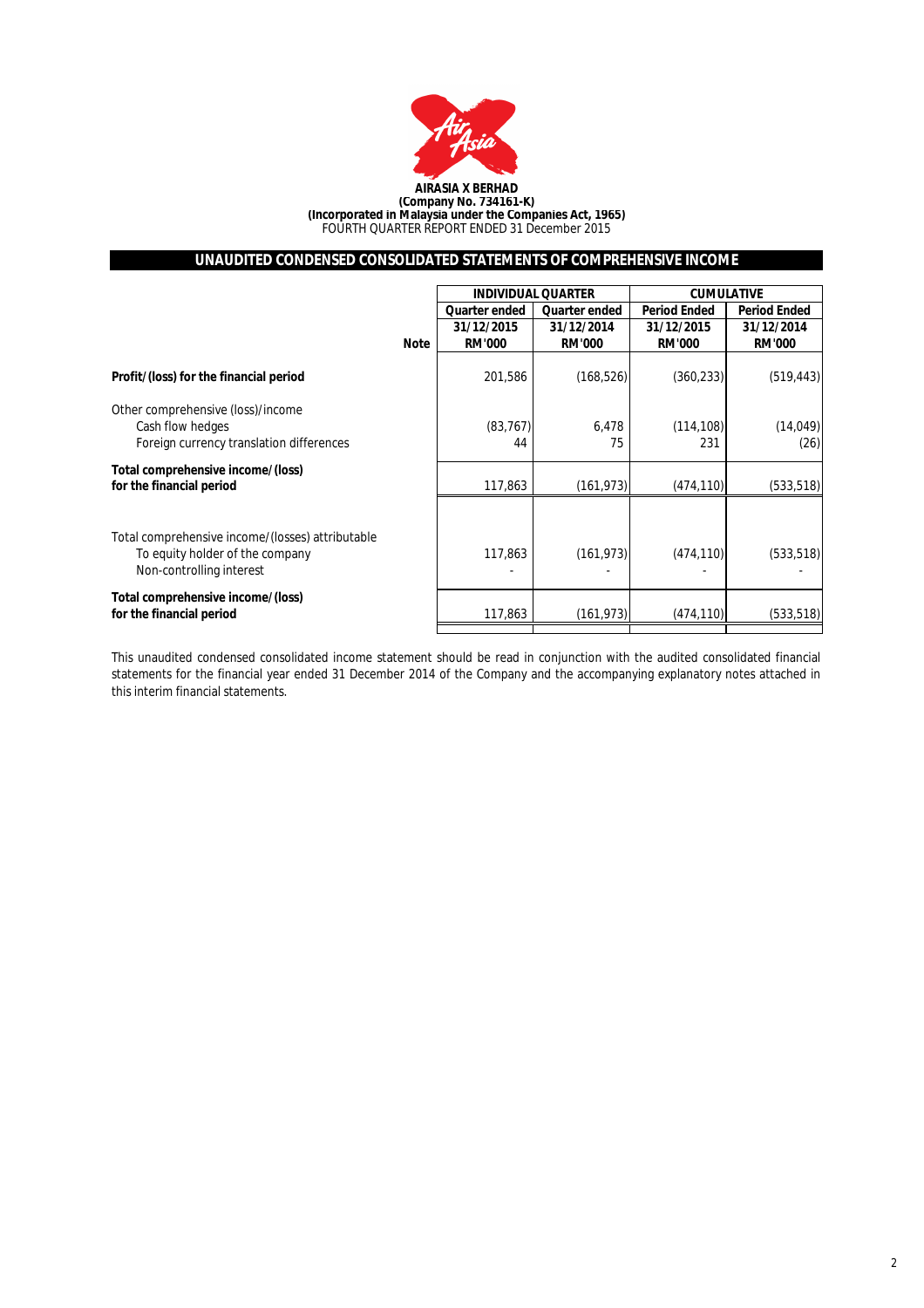**AIRASIA X BERHAD**
**(Company No. 734161-K)**
**(Incorporated in Malaysia under the Companies Act, 1965)**
FOURTH QUARTER REPORT ENDED 31 December 2015

## UNAUDITED CONDENSED CONSOLIDATED STATEMENTS OF COMPREHENSIVE INCOME

| | Note | INDIVIDUAL QUARTER | | CUMULATIVE | |
|---|---|---|---|---|---|
| | | Quarter ended | Quarter ended | Period Ended | Period Ended |
| | | 31/12/2015 | 31/12/2014 | 31/12/2015 | 31/12/2014 |
| | | RM'000 | RM'000 | RM'000 | RM'000 |
| **Profit/(loss) for the financial period** | | 201,586 | (168,526) | (360,233) | (519,443) |
| Other comprehensive (loss)/income | | | | | |
| Cash flow hedges | | (83,767) | 6,478 | (114,108) | (14,049) |
| Foreign currency translation differences | | 44 | 75 | 231 | (26) |
| **Total comprehensive income/(loss) for the financial period** | | 117,863 | (161,973) | (474,110) | (533,518) |
| Total comprehensive income/(losses) attributable | | | | | |
| To equity holder of the company | | 117,863 | (161,973) | (474,110) | (533,518) |
| Non-controlling interest | | - | - | - | - |
| **Total comprehensive income/(loss) for the financial period** | | 117,863 | (161,973) | (474,110) | (533,518) |

This unaudited condensed consolidated income statement should be read in conjunction with the audited consolidated financial statements for the financial year ended 31 December 2014 of the Company and the accompanying explanatory notes attached in this interim financial statements.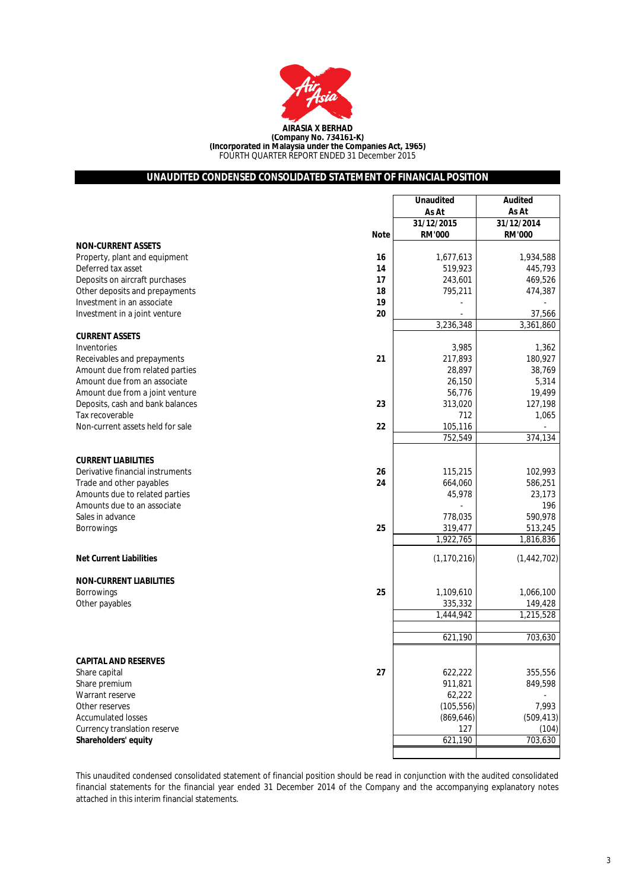**AIRASIA X BERHAD**
**(Company No. 734161-K)**
**(Incorporated in Malaysia under the Companies Act, 1965)**
FOURTH QUARTER REPORT ENDED 31 December 2015

## UNAUDITED CONDENSED CONSOLIDATED STATEMENT OF FINANCIAL POSITION

| | Note | Unaudited As At 31/12/2015 RM'000 | Audited As At 31/12/2014 RM'000 |
|---|---|---|---|
| **NON-CURRENT ASSETS** | | | |
| Property, plant and equipment | 16 | 1,677,613 | 1,934,588 |
| Deferred tax asset | 14 | 519,923 | 445,793 |
| Deposits on aircraft purchases | 17 | 243,601 | 469,526 |
| Other deposits and prepayments | 18 | 795,211 | 474,387 |
| Investment in an associate | 19 | - | - |
| Investment in a joint venture | 20 | - | 37,566 |
| | | 3,236,348 | 3,361,860 |
| **CURRENT ASSETS** | | | |
| Inventories | | 3,985 | 1,362 |
| Receivables and prepayments | 21 | 217,893 | 180,927 |
| Amount due from related parties | | 28,897 | 38,769 |
| Amount due from an associate | | 26,150 | 5,314 |
| Amount due from a joint venture | | 56,776 | 19,499 |
| Deposits, cash and bank balances | 23 | 313,020 | 127,198 |
| Tax recoverable | | 712 | 1,065 |
| Non-current assets held for sale | 22 | 105,116 | - |
| | | 752,549 | 374,134 |
| **CURRENT LIABILITIES** | | | |
| Derivative financial instruments | 26 | 115,215 | 102,993 |
| Trade and other payables | 24 | 664,060 | 586,251 |
| Amounts due to related parties | | 45,978 | 23,173 |
| Amounts due to an associate | | - | 196 |
| Sales in advance | | 778,035 | 590,978 |
| Borrowings | 25 | 319,477 | 513,245 |
| | | 1,922,765 | 1,816,836 |
| **Net Current Liabilities** | | (1,170,216) | (1,442,702) |
| **NON-CURRENT LIABILITIES** | | | |
| Borrowings | 25 | 1,109,610 | 1,066,100 |
| Other payables | | 335,332 | 149,428 |
| | | 1,444,942 | 1,215,528 |
| | | 621,190 | 703,630 |
| **CAPITAL AND RESERVES** | | | |
| Share capital | 27 | 622,222 | 355,556 |
| Share premium | | 911,821 | 849,598 |
| Warrant reserve | | 62,222 | - |
| Other reserves | | (105,556) | 7,993 |
| Accumulated losses | | (869,646) | (509,413) |
| Currency translation reserve | | 127 | (104) |
| **Shareholders' equity** | | 621,190 | 703,630 |

This unaudited condensed consolidated statement of financial position should be read in conjunction with the audited consolidated financial statements for the financial year ended 31 December 2014 of the Company and the accompanying explanatory notes attached in this interim financial statements.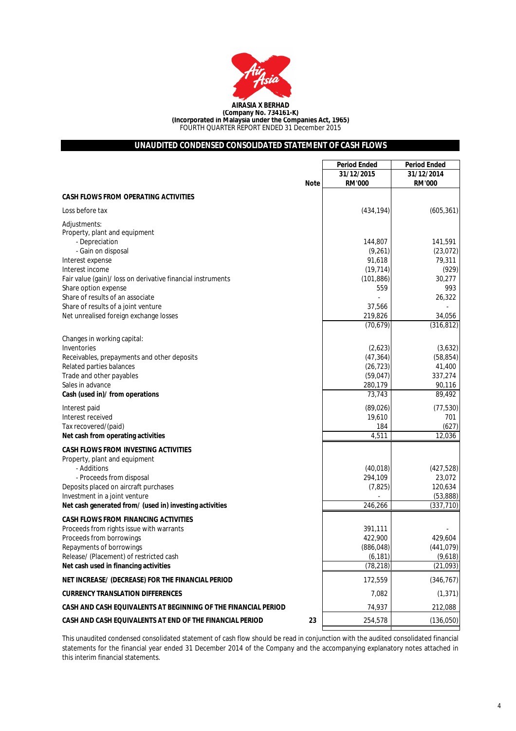**AIRASIA X BERHAD**
**(Company No. 734161-K)**
**(Incorporated in Malaysia under the Companies Act, 1965)**
FOURTH QUARTER REPORT ENDED 31 December 2015

## UNAUDITED CONDENSED CONSOLIDATED STATEMENT OF CASH FLOWS

| | Note | Period Ended 31/12/2015 RM'000 | Period Ended 31/12/2014 RM'000 |
|---|---|---|---|
| **CASH FLOWS FROM OPERATING ACTIVITIES** | | | |
| Loss before tax | | (434,194) | (605,361) |
| Adjustments: | | | |
| Property, plant and equipment | | | |
| - Depreciation | | 144,807 | 141,591 |
| - Gain on disposal | | (9,261) | (23,072) |
| Interest expense | | 91,618 | 79,311 |
| Interest income | | (19,714) | (929) |
| Fair value (gain)/ loss on derivative financial instruments | | (101,886) | 30,277 |
| Share option expense | | 559 | 993 |
| Share of results of an associate | | - | 26,322 |
| Share of results of a joint venture | | 37,566 | - |
| Net unrealised foreign exchange losses | | 219,826 | 34,056 |
| | | (70,679) | (316,812) |
| Changes in working capital: | | | |
| Inventories | | (2,623) | (3,632) |
| Receivables, prepayments and other deposits | | (47,364) | (58,854) |
| Related parties balances | | (26,723) | 41,400 |
| Trade and other payables | | (59,047) | 337,274 |
| Sales in advance | | 280,179 | 90,116 |
| **Cash (used in)/ from operations** | | 73,743 | 89,492 |
| Interest paid | | (89,026) | (77,530) |
| Interest received | | 19,610 | 701 |
| Tax recovered/(paid) | | 184 | (627) |
| **Net cash from operating activities** | | 4,511 | 12,036 |
| **CASH FLOWS FROM INVESTING ACTIVITIES** | | | |
| Property, plant and equipment | | | |
| - Additions | | (40,018) | (427,528) |
| - Proceeds from disposal | | 294,109 | 23,072 |
| Deposits placed on aircraft purchases | | (7,825) | 120,634 |
| Investment in a joint venture | | - | (53,888) |
| **Net cash generated from/ (used in) investing activities** | | 246,266 | (337,710) |
| **CASH FLOWS FROM FINANCING ACTIVITIES** | | | |
| Proceeds from rights issue with warrants | | 391,111 | - |
| Proceeds from borrowings | | 422,900 | 429,604 |
| Repayments of borrowings | | (886,048) | (441,079) |
| Release/ (Placement) of restricted cash | | (6,181) | (9,618) |
| **Net cash used in financing activities** | | (78,218) | (21,093) |
| **NET INCREASE/ (DECREASE) FOR THE FINANCIAL PERIOD** | | 172,559 | (346,767) |
| **CURRENCY TRANSLATION DIFFERENCES** | | 7,082 | (1,371) |
| **CASH AND CASH EQUIVALENTS AT BEGINNING OF THE FINANCIAL PERIOD** | | 74,937 | 212,088 |
| **CASH AND CASH EQUIVALENTS AT END OF THE FINANCIAL PERIOD** | 23 | 254,578 | (136,050) |

This unaudited condensed consolidated statement of cash flow should be read in conjunction with the audited consolidated financial statements for the financial year ended 31 December 2014 of the Company and the accompanying explanatory notes attached in this interim financial statements.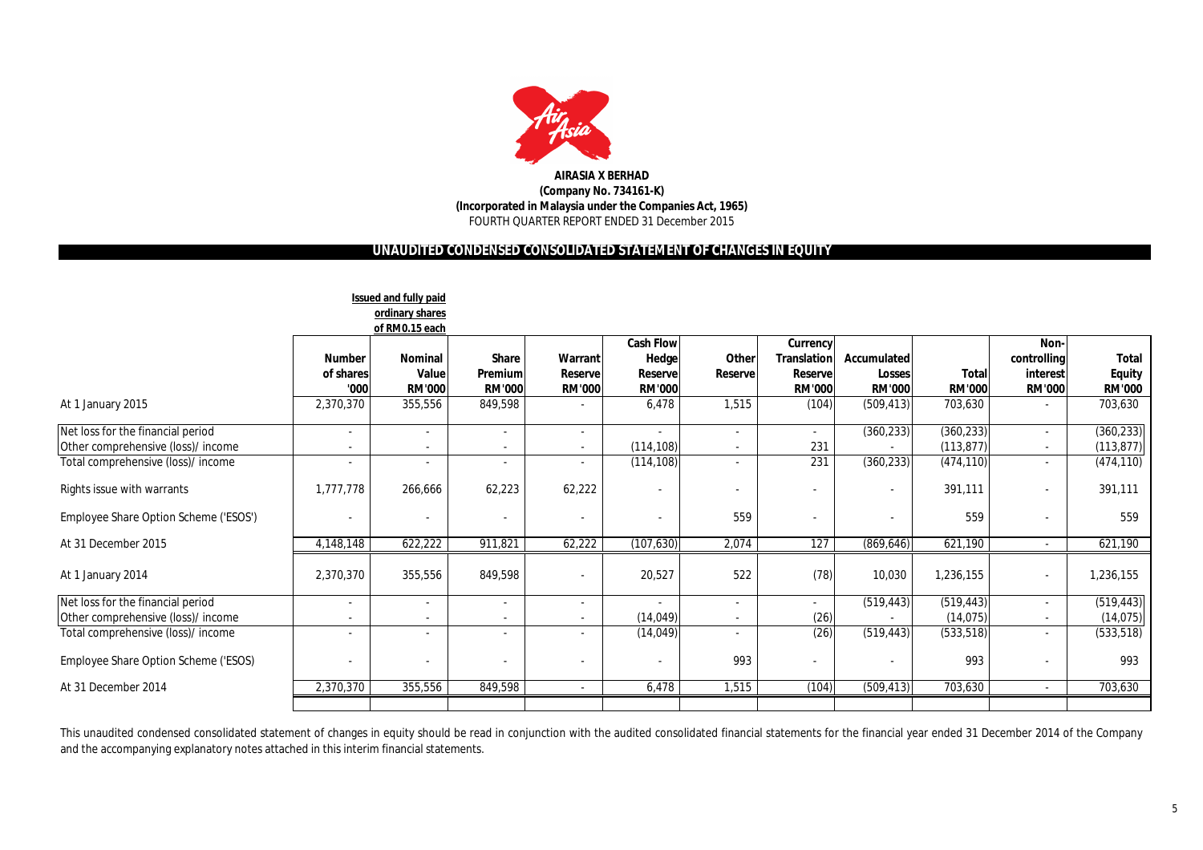**AIRASIA X BERHAD**
**(Company No. 734161-K)**
**(Incorporated in Malaysia under the Companies Act, 1965)**
FOURTH QUARTER REPORT ENDED 31 December 2015

## UNAUDITED CONDENSED CONSOLIDATED STATEMENT OF CHANGES IN EQUITY

| | Issued and fully paid ordinary shares of RM0.15 each | | | | | | | | | | |
|---|---|---|---|---|---|---|---|---|---|---|---|
| | Number of shares '000 | Nominal Value RM'000 | Share Premium RM'000 | Warrant Reserve RM'000 | Cash Flow Hedge Reserve RM'000 | Other Reserve | Currency Translation Reserve RM'000 | Accumulated Losses RM'000 | Total RM'000 | Non-controlling interest RM'000 | Total Equity RM'000 |
| At 1 January 2015 | 2,370,370 | 355,556 | 849,598 | - | 6,478 | 1,515 | (104) | (509,413) | 703,630 | - | 703,630 |
| Net loss for the financial period | - | - | - | - | - | - | - | (360,233) | (360,233) | - | (360,233) |
| Other comprehensive (loss)/ income | - | - | - | - | (114,108) | - | 231 | - | (113,877) | - | (113,877) |
| Total comprehensive (loss)/ income | - | - | - | - | (114,108) | - | 231 | (360,233) | (474,110) | - | (474,110) |
| Rights issue with warrants | 1,777,778 | 266,666 | 62,223 | 62,222 | - | - | - | - | 391,111 | - | 391,111 |
| Employee Share Option Scheme ('ESOS') | - | - | - | - | - | 559 | - | - | 559 | - | 559 |
| At 31 December 2015 | 4,148,148 | 622,222 | 911,821 | 62,222 | (107,630) | 2,074 | 127 | (869,646) | 621,190 | - | 621,190 |
| At 1 January 2014 | 2,370,370 | 355,556 | 849,598 | - | 20,527 | 522 | (78) | 10,030 | 1,236,155 | - | 1,236,155 |
| Net loss for the financial period | - | - | - | - | - | - | - | (519,443) | (519,443) | - | (519,443) |
| Other comprehensive (loss)/ income | - | - | - | - | (14,049) | - | (26) | - | (14,075) | - | (14,075) |
| Total comprehensive (loss)/ income | - | - | - | - | (14,049) | - | (26) | (519,443) | (533,518) | - | (533,518) |
| Employee Share Option Scheme ('ESOS) | - | - | - | - | - | 993 | - | - | 993 | - | 993 |
| At 31 December 2014 | 2,370,370 | 355,556 | 849,598 | - | 6,478 | 1,515 | (104) | (509,413) | 703,630 | - | 703,630 |

This unaudited condensed consolidated statement of changes in equity should be read in conjunction with the audited consolidated financial statements for the financial year ended 31 December 2014 of the Company and the accompanying explanatory notes attached in this interim financial statements.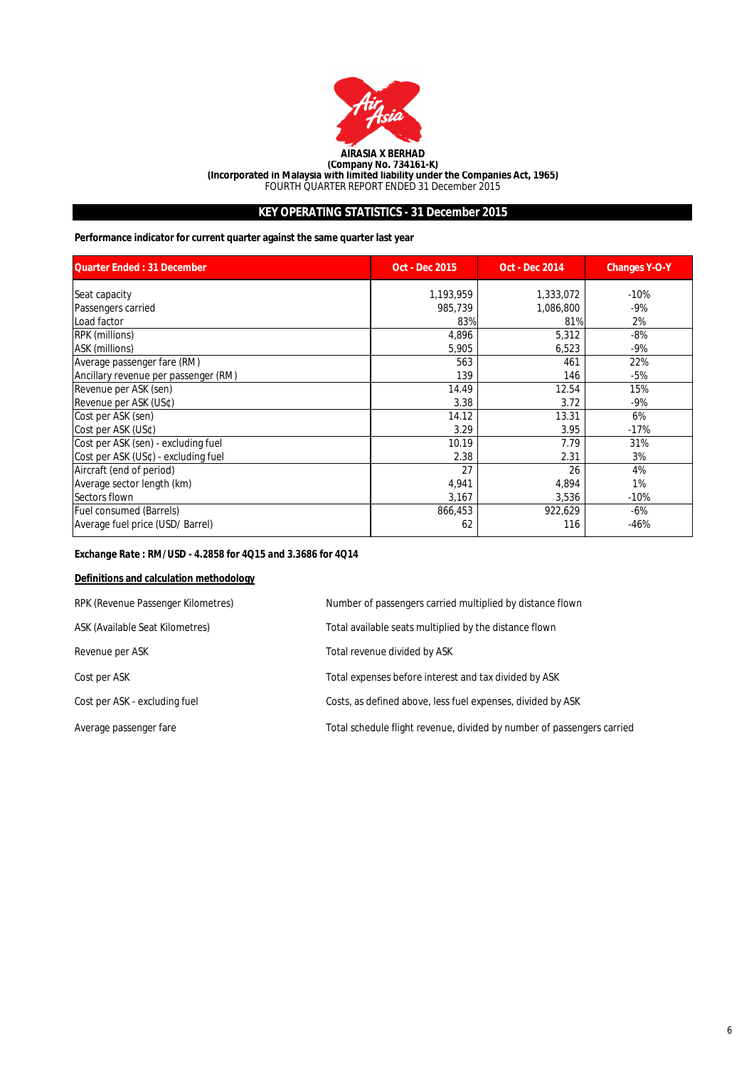**AIRASIA X BERHAD**
**(Company No. 734161-K)**
**(Incorporated in Malaysia with limited liability under the Companies Act, 1965)**
FOURTH QUARTER REPORT ENDED 31 December 2015

## KEY OPERATING STATISTICS - 31 December 2015

**Performance indicator for current quarter against the same quarter last year**

| Quarter Ended : 31 December | Oct - Dec 2015 | Oct - Dec 2014 | Changes Y-O-Y |
|---|---|---|---|
| Seat capacity | 1,193,959 | 1,333,072 | -10% |
| Passengers carried | 985,739 | 1,086,800 | -9% |
| Load factor | 83% | 81% | 2% |
| RPK (millions) | 4,896 | 5,312 | -8% |
| ASK (millions) | 5,905 | 6,523 | -9% |
| Average passenger fare (RM) | 563 | 461 | 22% |
| Ancillary revenue per passenger (RM) | 139 | 146 | -5% |
| Revenue per ASK (sen) | 14.49 | 12.54 | 15% |
| Revenue per ASK (US¢) | 3.38 | 3.72 | -9% |
| Cost per ASK (sen) | 14.12 | 13.31 | 6% |
| Cost per ASK (US¢) | 3.29 | 3.95 | -17% |
| Cost per ASK (sen) - excluding fuel | 10.19 | 7.79 | 31% |
| Cost per ASK (US¢) - excluding fuel | 2.38 | 2.31 | 3% |
| Aircraft (end of period) | 27 | 26 | 4% |
| Average sector length (km) | 4,941 | 4,894 | 1% |
| Sectors flown | 3,167 | 3,536 | -10% |
| Fuel consumed (Barrels) | 866,453 | 922,629 | -6% |
| Average fuel price (USD/ Barrel) | 62 | 116 | -46% |

**Exchange Rate : RM/USD - 4.2858 for 4Q15 and 3.3686 for 4Q14**

**Definitions and calculation methodology**

| | |
|---|---|
| RPK (Revenue Passenger Kilometres) | Number of passengers carried multiplied by distance flown |
| ASK (Available Seat Kilometres) | Total available seats multiplied by the distance flown |
| Revenue per ASK | Total revenue divided by ASK |
| Cost per ASK | Total expenses before interest and tax divided by ASK |
| Cost per ASK - excluding fuel | Costs, as defined above, less fuel expenses, divided by ASK |
| Average passenger fare | Total schedule flight revenue, divided by number of passengers carried |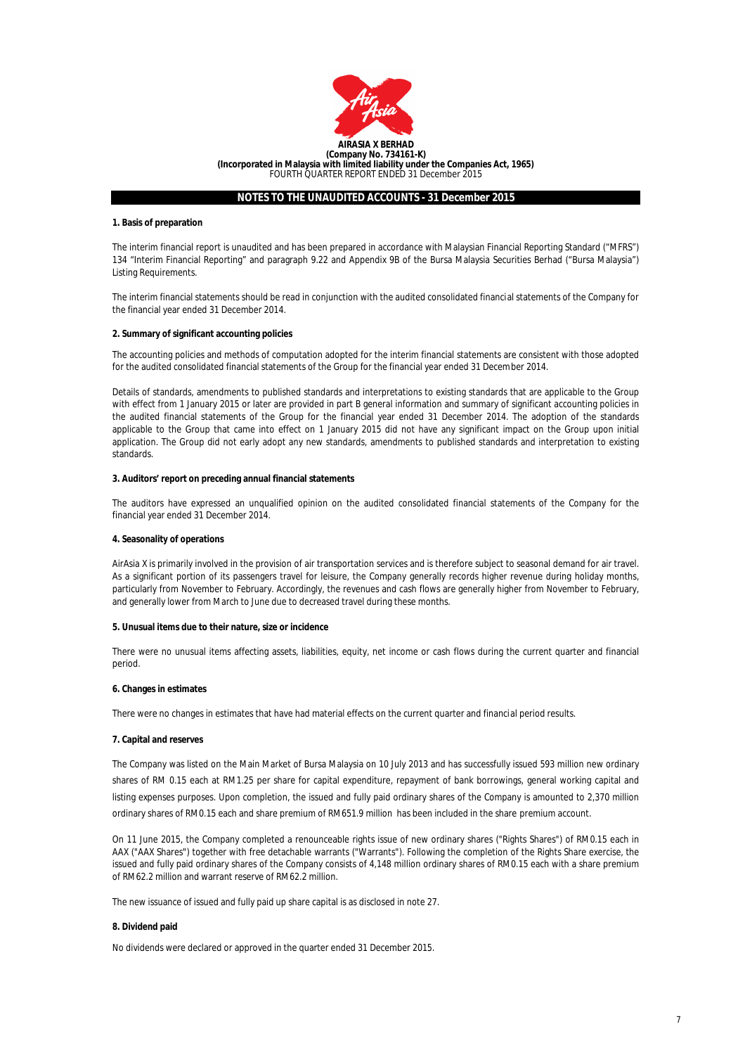**AIRASIA X BERHAD**
**(Company No. 734161-K)**
**(Incorporated in Malaysia with limited liability under the Companies Act, 1965)**
FOURTH QUARTER REPORT ENDED 31 December 2015

## NOTES TO THE UNAUDITED ACCOUNTS - 31 December 2015

### 1. Basis of preparation

The interim financial report is unaudited and has been prepared in accordance with Malaysian Financial Reporting Standard ("MFRS") 134 "Interim Financial Reporting" and paragraph 9.22 and Appendix 9B of the Bursa Malaysia Securities Berhad ("Bursa Malaysia") Listing Requirements.

The interim financial statements should be read in conjunction with the audited consolidated financial statements of the Company for the financial year ended 31 December 2014.

### 2. Summary of significant accounting policies

The accounting policies and methods of computation adopted for the interim financial statements are consistent with those adopted for the audited consolidated financial statements of the Group for the financial year ended 31 December 2014.

Details of standards, amendments to published standards and interpretations to existing standards that are applicable to the Group with effect from 1 January 2015 or later are provided in part B general information and summary of significant accounting policies in the audited financial statements of the Group for the financial year ended 31 December 2014. The adoption of the standards applicable to the Group that came into effect on 1 January 2015 did not have any significant impact on the Group upon initial application. The Group did not early adopt any new standards, amendments to published standards and interpretation to existing standards.

### 3. Auditors' report on preceding annual financial statements

The auditors have expressed an unqualified opinion on the audited consolidated financial statements of the Company for the financial year ended 31 December 2014.

### 4. Seasonality of operations

AirAsia X is primarily involved in the provision of air transportation services and is therefore subject to seasonal demand for air travel. As a significant portion of its passengers travel for leisure, the Company generally records higher revenue during holiday months, particularly from November to February. Accordingly, the revenues and cash flows are generally higher from November to February, and generally lower from March to June due to decreased travel during these months.

### 5. Unusual items due to their nature, size or incidence

There were no unusual items affecting assets, liabilities, equity, net income or cash flows during the current quarter and financial period.

### 6. Changes in estimates

There were no changes in estimates that have had material effects on the current quarter and financial period results.

### 7. Capital and reserves

The Company was listed on the Main Market of Bursa Malaysia on 10 July 2013 and has successfully issued 593 million new ordinary shares of RM 0.15 each at RM1.25 per share for capital expenditure, repayment of bank borrowings, general working capital and listing expenses purposes. Upon completion, the issued and fully paid ordinary shares of the Company is amounted to 2,370 million ordinary shares of RM0.15 each and share premium of RM651.9 million has been included in the share premium account.

On 11 June 2015, the Company completed a renounceable rights issue of new ordinary shares ("Rights Shares") of RM0.15 each in AAX ("AAX Shares") together with free detachable warrants ("Warrants"). Following the completion of the Rights Share exercise, the issued and fully paid ordinary shares of the Company consists of 4,148 million ordinary shares of RM0.15 each with a share premium of RM62.2 million and warrant reserve of RM62.2 million.

The new issuance of issued and fully paid up share capital is as disclosed in note 27.

### 8. Dividend paid

No dividends were declared or approved in the quarter ended 31 December 2015.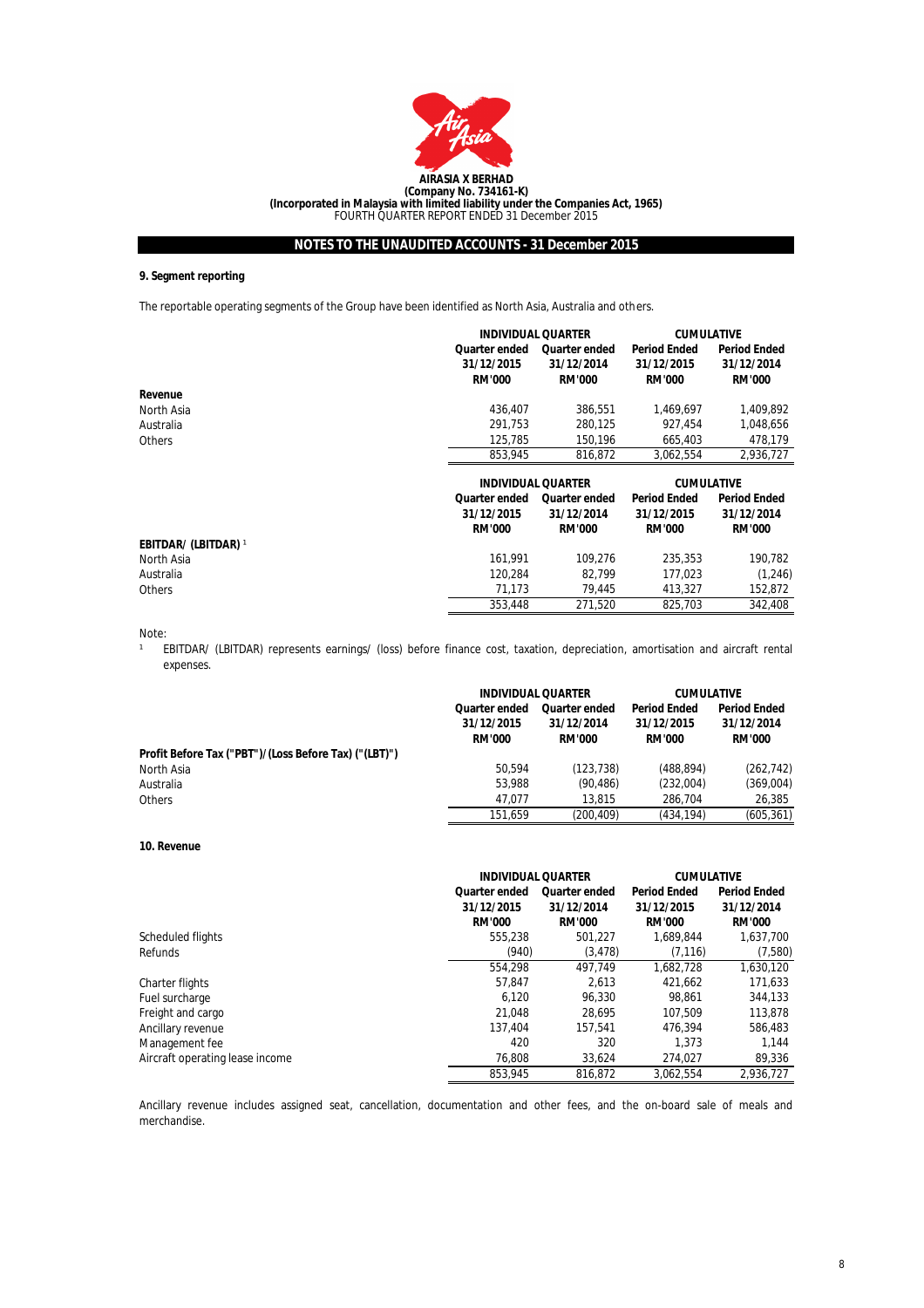**AIRASIA X BERHAD**
**(Company No. 734161-K)**
**(Incorporated in Malaysia with limited liability under the Companies Act, 1965)**
FOURTH QUARTER REPORT ENDED 31 December 2015

## NOTES TO THE UNAUDITED ACCOUNTS - 31 December 2015

### 9. Segment reporting

The reportable operating segments of the Group have been identified as North Asia, Australia and others.

| | INDIVIDUAL QUARTER | | CUMULATIVE | |
|---|---|---|---|---|
| | Quarter ended 31/12/2015 RM'000 | Quarter ended 31/12/2014 RM'000 | Period Ended 31/12/2015 RM'000 | Period Ended 31/12/2014 RM'000 |
| **Revenue** | | | | |
| North Asia | 436,407 | 386,551 | 1,469,697 | 1,409,892 |
| Australia | 291,753 | 280,125 | 927,454 | 1,048,656 |
| Others | 125,785 | 150,196 | 665,403 | 478,179 |
| | 853,945 | 816,872 | 3,062,554 | 2,936,727 |

| | INDIVIDUAL QUARTER | | CUMULATIVE | |
|---|---|---|---|---|
| | Quarter ended 31/12/2015 RM'000 | Quarter ended 31/12/2014 RM'000 | Period Ended 31/12/2015 RM'000 | Period Ended 31/12/2014 RM'000 |
| **EBITDAR/ (LBITDAR)** [1] | | | | |
| North Asia | 161,991 | 109,276 | 235,353 | 190,782 |
| Australia | 120,284 | 82,799 | 177,023 | (1,246) |
| Others | 71,173 | 79,445 | 413,327 | 152,872 |
| | 353,448 | 271,520 | 825,703 | 342,408 |

Note:
[1] EBITDAR/ (LBITDAR) represents earnings/ (loss) before finance cost, taxation, depreciation, amortisation and aircraft rental expenses.

| | INDIVIDUAL QUARTER | | CUMULATIVE | |
|---|---|---|---|---|
| | Quarter ended 31/12/2015 RM'000 | Quarter ended 31/12/2014 RM'000 | Period Ended 31/12/2015 RM'000 | Period Ended 31/12/2014 RM'000 |
| **Profit Before Tax ("PBT")/(Loss Before Tax) ("(LBT)")** | | | | |
| North Asia | 50,594 | (123,738) | (488,894) | (262,742) |
| Australia | 53,988 | (90,486) | (232,004) | (369,004) |
| Others | 47,077 | 13,815 | 286,704 | 26,385 |
| | 151,659 | (200,409) | (434,194) | (605,361) |

### 10. Revenue

| | INDIVIDUAL QUARTER | | CUMULATIVE | |
|---|---|---|---|---|
| | Quarter ended 31/12/2015 RM'000 | Quarter ended 31/12/2014 RM'000 | Period Ended 31/12/2015 RM'000 | Period Ended 31/12/2014 RM'000 |
| Scheduled flights | 555,238 | 501,227 | 1,689,844 | 1,637,700 |
| Refunds | (940) | (3,478) | (7,116) | (7,580) |
| | 554,298 | 497,749 | 1,682,728 | 1,630,120 |
| Charter flights | 57,847 | 2,613 | 421,662 | 171,633 |
| Fuel surcharge | 6,120 | 96,330 | 98,861 | 344,133 |
| Freight and cargo | 21,048 | 28,695 | 107,509 | 113,878 |
| Ancillary revenue | 137,404 | 157,541 | 476,394 | 586,483 |
| Management fee | 420 | 320 | 1,373 | 1,144 |
| Aircraft operating lease income | 76,808 | 33,624 | 274,027 | 89,336 |
| | 853,945 | 816,872 | 3,062,554 | 2,936,727 |

Ancillary revenue includes assigned seat, cancellation, documentation and other fees, and the on-board sale of meals and merchandise.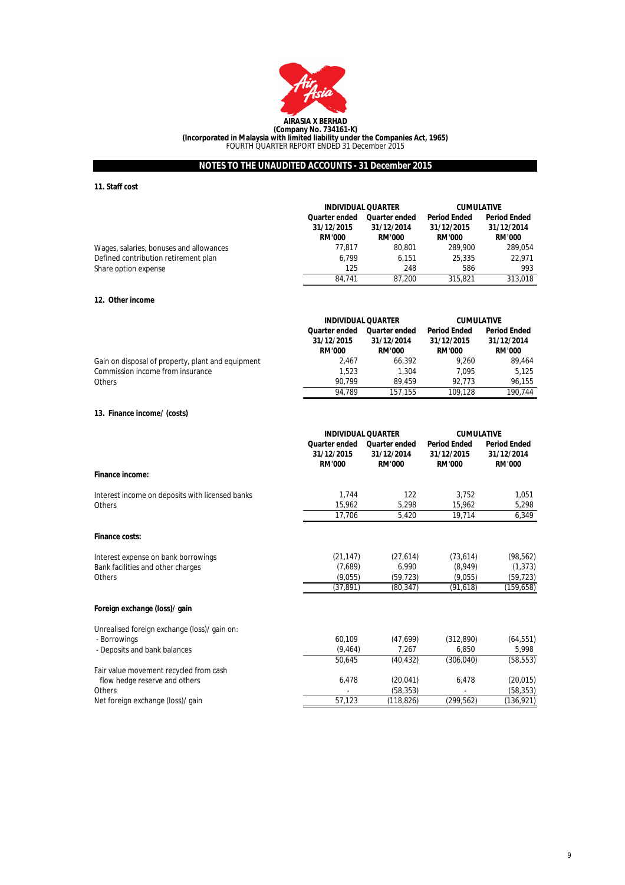**AIRASIA X BERHAD**
**(Company No. 734161-K)**
**(Incorporated in Malaysia with limited liability under the Companies Act, 1965)**
FOURTH QUARTER REPORT ENDED 31 December 2015

## NOTES TO THE UNAUDITED ACCOUNTS - 31 December 2015

### 11. Staff cost

| | INDIVIDUAL QUARTER | | CUMULATIVE | |
|---|---|---|---|---|
| | Quarter ended 31/12/2015 RM'000 | Quarter ended 31/12/2014 RM'000 | Period Ended 31/12/2015 RM'000 | Period Ended 31/12/2014 RM'000 |
| Wages, salaries, bonuses and allowances | 77,817 | 80,801 | 289,900 | 289,054 |
| Defined contribution retirement plan | 6,799 | 6,151 | 25,335 | 22,971 |
| Share option expense | 125 | 248 | 586 | 993 |
| | 84,741 | 87,200 | 315,821 | 313,018 |

### 12. Other income

| | INDIVIDUAL QUARTER | | CUMULATIVE | |
|---|---|---|---|---|
| | Quarter ended 31/12/2015 RM'000 | Quarter ended 31/12/2014 RM'000 | Period Ended 31/12/2015 RM'000 | Period Ended 31/12/2014 RM'000 |
| Gain on disposal of property, plant and equipment | 2,467 | 66,392 | 9,260 | 89,464 |
| Commission income from insurance | 1,523 | 1,304 | 7,095 | 5,125 |
| Others | 90,799 | 89,459 | 92,773 | 96,155 |
| | 94,789 | 157,155 | 109,128 | 190,744 |

### 13. Finance income/ (costs)

| | INDIVIDUAL QUARTER | | CUMULATIVE | |
|---|---|---|---|---|
| | Quarter ended 31/12/2015 RM'000 | Quarter ended 31/12/2014 RM'000 | Period Ended 31/12/2015 RM'000 | Period Ended 31/12/2014 RM'000 |
| **Finance income:** | | | | |
| Interest income on deposits with licensed banks | 1,744 | 122 | 3,752 | 1,051 |
| Others | 15,962 | 5,298 | 15,962 | 5,298 |
| | 17,706 | 5,420 | 19,714 | 6,349 |
| **Finance costs:** | | | | |
| Interest expense on bank borrowings | (21,147) | (27,614) | (73,614) | (98,562) |
| Bank facilities and other charges | (7,689) | 6,990 | (8,949) | (1,373) |
| Others | (9,055) | (59,723) | (9,055) | (59,723) |
| | (37,891) | (80,347) | (91,618) | (159,658) |
| **Foreign exchange (loss)/ gain** | | | | |
| Unrealised foreign exchange (loss)/ gain on: | | | | |
| - Borrowings | 60,109 | (47,699) | (312,890) | (64,551) |
| - Deposits and bank balances | (9,464) | 7,267 | 6,850 | 5,998 |
| | 50,645 | (40,432) | (306,040) | (58,553) |
| Fair value movement recycled from cash flow hedge reserve and others | 6,478 | (20,041) | 6,478 | (20,015) |
| Others | - | (58,353) | - | (58,353) |
| Net foreign exchange (loss)/ gain | 57,123 | (118,826) | (299,562) | (136,921) |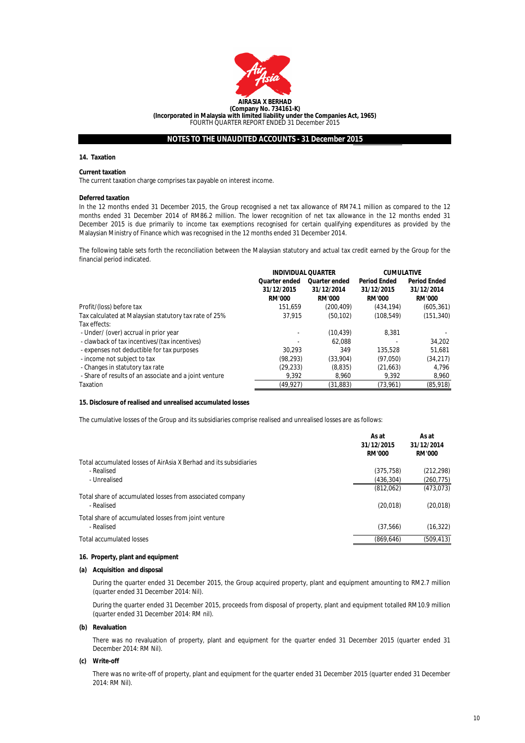**AIRASIA X BERHAD**
**(Company No. 734161-K)**
**(Incorporated in Malaysia with limited liability under the Companies Act, 1965)**
FOURTH QUARTER REPORT ENDED 31 December 2015

## NOTES TO THE UNAUDITED ACCOUNTS - 31 December 2015

### 14. Taxation

**Current taxation**
The current taxation charge comprises tax payable on interest income.

**Deferred taxation**
In the 12 months ended 31 December 2015, the Group recognised a net tax allowance of RM74.1 million as compared to the 12 months ended 31 December 2014 of RM86.2 million. The lower recognition of net tax allowance in the 12 months ended 31 December 2015 is due primarily to income tax exemptions recognised for certain qualifying expenditures as provided by the Malaysian Ministry of Finance which was recognised in the 12 months ended 31 December 2014.

The following table sets forth the reconciliation between the Malaysian statutory and actual tax credit earned by the Group for the financial period indicated.

| | INDIVIDUAL QUARTER | | CUMULATIVE | |
|---|---|---|---|---|
| | Quarter ended 31/12/2015 RM'000 | Quarter ended 31/12/2014 RM'000 | Period Ended 31/12/2015 RM'000 | Period Ended 31/12/2014 RM'000 |
| Profit/(loss) before tax | 151,659 | (200,409) | (434,194) | (605,361) |
| Tax calculated at Malaysian statutory tax rate of 25% | 37,915 | (50,102) | (108,549) | (151,340) |
| Tax effects: | | | | |
| - Under/ (over) accrual in prior year | - | (10,439) | 8,381 | - |
| - clawback of tax incentives/(tax incentives) | - | 62,088 | - | 34,202 |
| - expenses not deductible for tax purposes | 30,293 | 349 | 135,528 | 51,681 |
| - income not subject to tax | (98,293) | (33,904) | (97,050) | (34,217) |
| - Changes in statutory tax rate | (29,233) | (8,835) | (21,663) | 4,796 |
| - Share of results of an associate and a joint venture | 9,392 | 8,960 | 9,392 | 8,960 |
| Taxation | (49,927) | (31,883) | (73,961) | (85,918) |

### 15. Disclosure of realised and unrealised accumulated losses

The cumulative losses of the Group and its subsidiaries comprise realised and unrealised losses are as follows:

| | As at 31/12/2015 RM'000 | As at 31/12/2014 RM'000 |
|---|---|---|
| Total accumulated losses of AirAsia X Berhad and its subsidiaries | | |
| - Realised | (375,758) | (212,298) |
| - Unrealised | (436,304) | (260,775) |
| | (812,062) | (473,073) |
| Total share of accumulated losses from associated company | | |
| - Realised | (20,018) | (20,018) |
| Total share of accumulated losses from joint venture | | |
| - Realised | (37,566) | (16,322) |
| Total accumulated losses | (869,646) | (509,413) |

### 16. Property, plant and equipment

**(a) Acquisition and disposal**

During the quarter ended 31 December 2015, the Group acquired property, plant and equipment amounting to RM2.7 million (quarter ended 31 December 2014: Nil).

During the quarter ended 31 December 2015, proceeds from disposal of property, plant and equipment totalled RM10.9 million (quarter ended 31 December 2014: RM nil).

**(b) Revaluation**

There was no revaluation of property, plant and equipment for the quarter ended 31 December 2015 (quarter ended 31 December 2014: RM Nil).

**(c) Write-off**

There was no write-off of property, plant and equipment for the quarter ended 31 December 2015 (quarter ended 31 December 2014: RM Nil).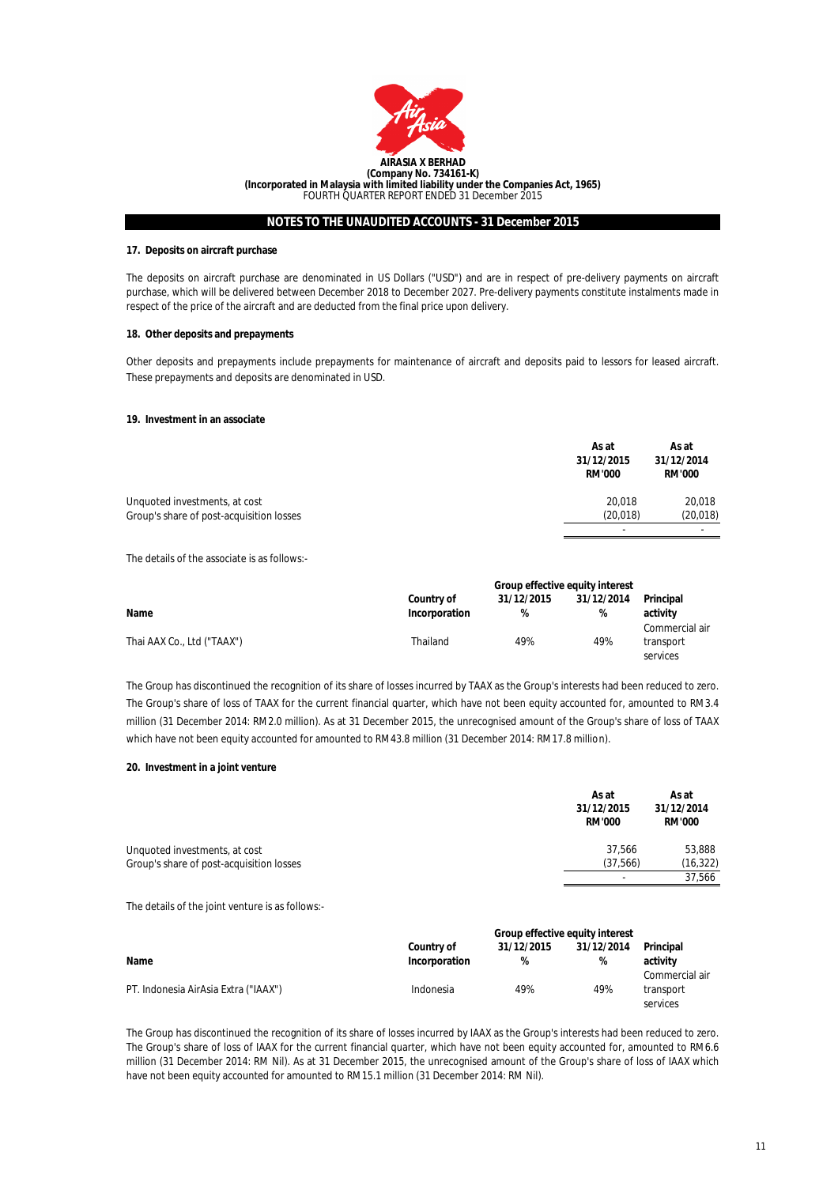**AIRASIA X BERHAD**
**(Company No. 734161-K)**
**(Incorporated in Malaysia with limited liability under the Companies Act, 1965)**
FOURTH QUARTER REPORT ENDED 31 December 2015

## NOTES TO THE UNAUDITED ACCOUNTS - 31 December 2015

### 17. Deposits on aircraft purchase

The deposits on aircraft purchase are denominated in US Dollars ("USD") and are in respect of pre-delivery payments on aircraft purchase, which will be delivered between December 2018 to December 2027. Pre-delivery payments constitute instalments made in respect of the price of the aircraft and are deducted from the final price upon delivery.

### 18. Other deposits and prepayments

Other deposits and prepayments include prepayments for maintenance of aircraft and deposits paid to lessors for leased aircraft. These prepayments and deposits are denominated in USD.

### 19. Investment in an associate

| | As at 31/12/2015 RM'000 | As at 31/12/2014 RM'000 |
|---|---|---|
| Unquoted investments, at cost | 20,018 | 20,018 |
| Group's share of post-acquisition losses | (20,018) | (20,018) |
| | - | - |

The details of the associate is as follows:-

| | | Group effective equity interest | | |
|---|---|---|---|---|
| Name | Country of Incorporation | 31/12/2015 % | 31/12/2014 % | Principal activity |
| Thai AAX Co., Ltd ("TAAX") | Thailand | 49% | 49% | Commercial air transport services |

The Group has discontinued the recognition of its share of losses incurred by TAAX as the Group's interests had been reduced to zero. The Group's share of loss of TAAX for the current financial quarter, which have not been equity accounted for, amounted to RM3.4 million (31 December 2014: RM2.0 million). As at 31 December 2015, the unrecognised amount of the Group's share of loss of TAAX which have not been equity accounted for amounted to RM43.8 million (31 December 2014: RM17.8 million).

### 20. Investment in a joint venture

| | As at 31/12/2015 RM'000 | As at 31/12/2014 RM'000 |
|---|---|---|
| Unquoted investments, at cost | 37,566 | 53,888 |
| Group's share of post-acquisition losses | (37,566) | (16,322) |
| | - | 37,566 |

The details of the joint venture is as follows:-

| | | Group effective equity interest | | |
|---|---|---|---|---|
| Name | Country of Incorporation | 31/12/2015 % | 31/12/2014 % | Principal activity |
| PT. Indonesia AirAsia Extra ("IAAX") | Indonesia | 49% | 49% | Commercial air transport services |

The Group has discontinued the recognition of its share of losses incurred by IAAX as the Group's interests had been reduced to zero. The Group's share of loss of IAAX for the current financial quarter, which have not been equity accounted for, amounted to RM6.6 million (31 December 2014: RM Nil). As at 31 December 2015, the unrecognised amount of the Group's share of loss of IAAX which have not been equity accounted for amounted to RM15.1 million (31 December 2014: RM Nil).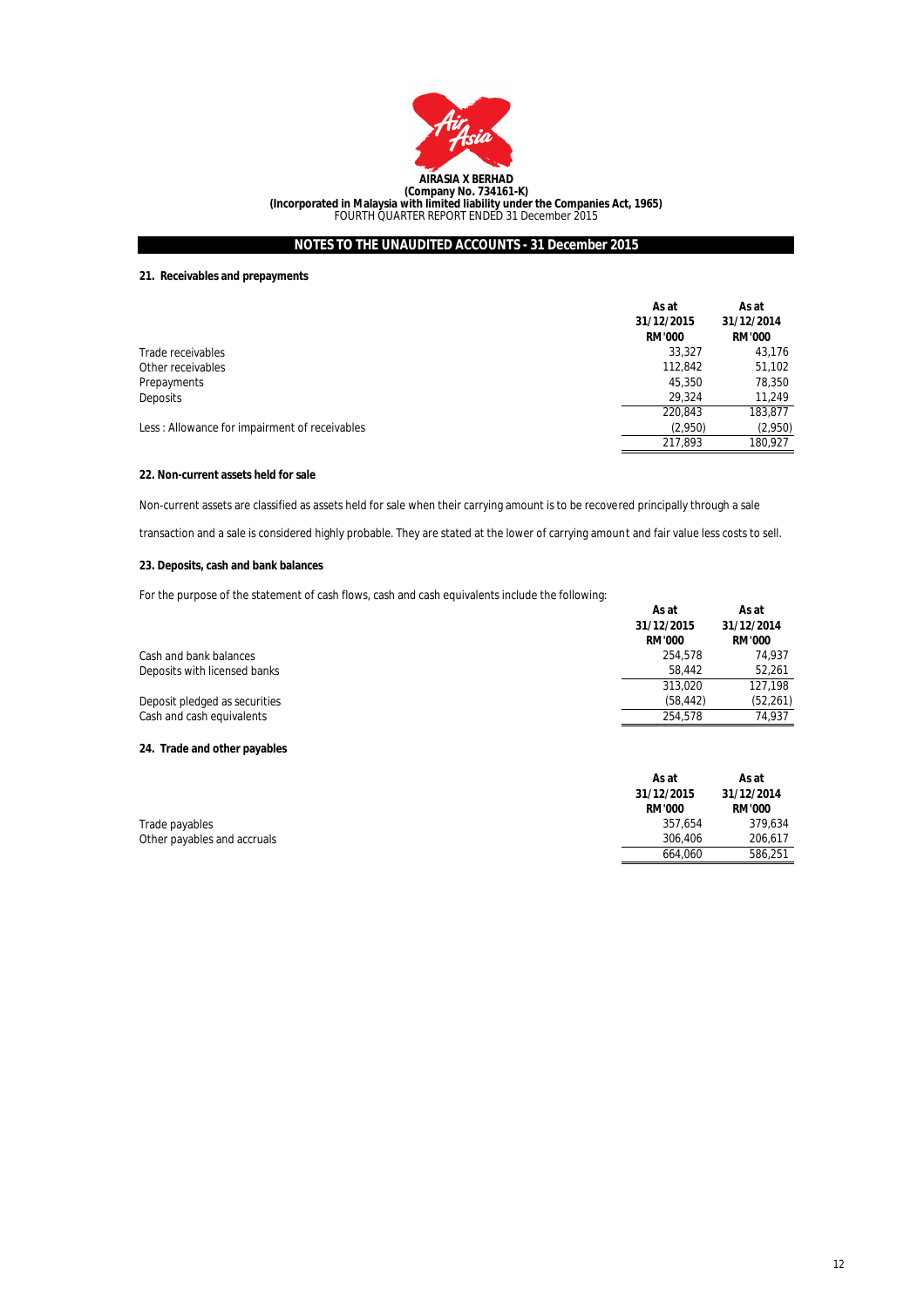**AIRASIA X BERHAD**
**(Company No. 734161-K)**
**(Incorporated in Malaysia with limited liability under the Companies Act, 1965)**
FOURTH QUARTER REPORT ENDED 31 December 2015

## NOTES TO THE UNAUDITED ACCOUNTS - 31 December 2015

### 21. Receivables and prepayments

| | As at 31/12/2015 RM'000 | As at 31/12/2014 RM'000 |
|---|---|---|
| Trade receivables | 33,327 | 43,176 |
| Other receivables | 112,842 | 51,102 |
| Prepayments | 45,350 | 78,350 |
| Deposits | 29,324 | 11,249 |
| | 220,843 | 183,877 |
| Less : Allowance for impairment of receivables | (2,950) | (2,950) |
| | 217,893 | 180,927 |

### 22. Non-current assets held for sale

Non-current assets are classified as assets held for sale when their carrying amount is to be recovered principally through a sale

transaction and a sale is considered highly probable. They are stated at the lower of carrying amount and fair value less costs to sell.

### 23. Deposits, cash and bank balances

For the purpose of the statement of cash flows, cash and cash equivalents include the following:

| | As at 31/12/2015 RM'000 | As at 31/12/2014 RM'000 |
|---|---|---|
| Cash and bank balances | 254,578 | 74,937 |
| Deposits with licensed banks | 58,442 | 52,261 |
| | 313,020 | 127,198 |
| Deposit pledged as securities | (58,442) | (52,261) |
| Cash and cash equivalents | 254,578 | 74,937 |

### 24. Trade and other payables

| | As at 31/12/2015 RM'000 | As at 31/12/2014 RM'000 |
|---|---|---|
| Trade payables | 357,654 | 379,634 |
| Other payables and accruals | 306,406 | 206,617 |
| | 664,060 | 586,251 |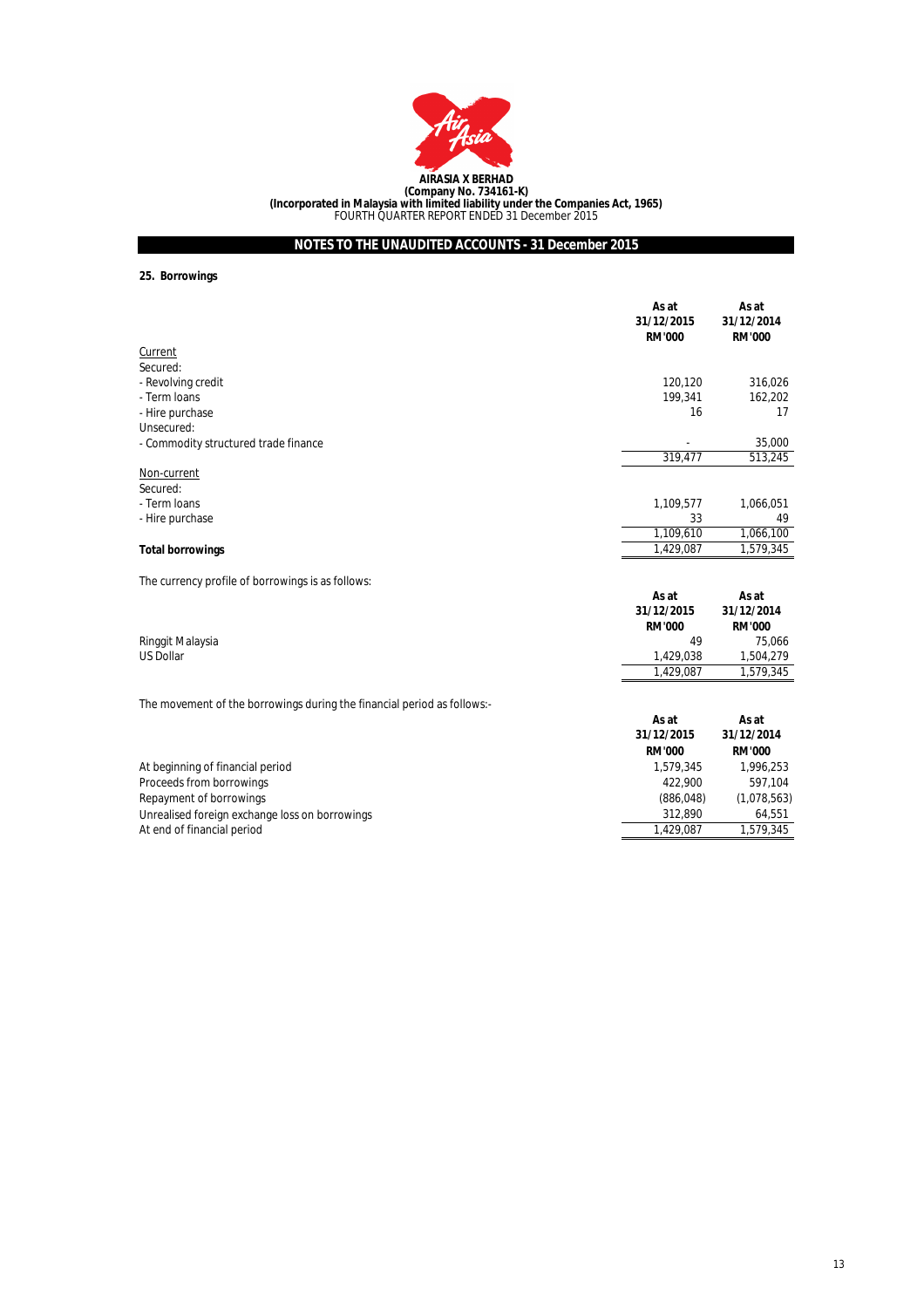**AIRASIA X BERHAD**
**(Company No. 734161-K)**
**(Incorporated in Malaysia with limited liability under the Companies Act, 1965)**
FOURTH QUARTER REPORT ENDED 31 December 2015

## NOTES TO THE UNAUDITED ACCOUNTS - 31 December 2015

### 25. Borrowings

| | As at 31/12/2015 RM'000 | As at 31/12/2014 RM'000 |
|---|---|---|
| Current | | |
| Secured: | | |
| - Revolving credit | 120,120 | 316,026 |
| - Term loans | 199,341 | 162,202 |
| - Hire purchase | 16 | 17 |
| Unsecured: | | |
| - Commodity structured trade finance | - | 35,000 |
| | 319,477 | 513,245 |
| Non-current | | |
| Secured: | | |
| - Term loans | 1,109,577 | 1,066,051 |
| - Hire purchase | 33 | 49 |
| | 1,109,610 | 1,066,100 |
| **Total borrowings** | 1,429,087 | 1,579,345 |

The currency profile of borrowings is as follows:

| | As at 31/12/2015 RM'000 | As at 31/12/2014 RM'000 |
|---|---|---|
| Ringgit Malaysia | 49 | 75,066 |
| US Dollar | 1,429,038 | 1,504,279 |
| | 1,429,087 | 1,579,345 |

The movement of the borrowings during the financial period as follows:-

| | As at 31/12/2015 RM'000 | As at 31/12/2014 RM'000 |
|---|---|---|
| At beginning of financial period | 1,579,345 | 1,996,253 |
| Proceeds from borrowings | 422,900 | 597,104 |
| Repayment of borrowings | (886,048) | (1,078,563) |
| Unrealised foreign exchange loss on borrowings | 312,890 | 64,551 |
| At end of financial period | 1,429,087 | 1,579,345 |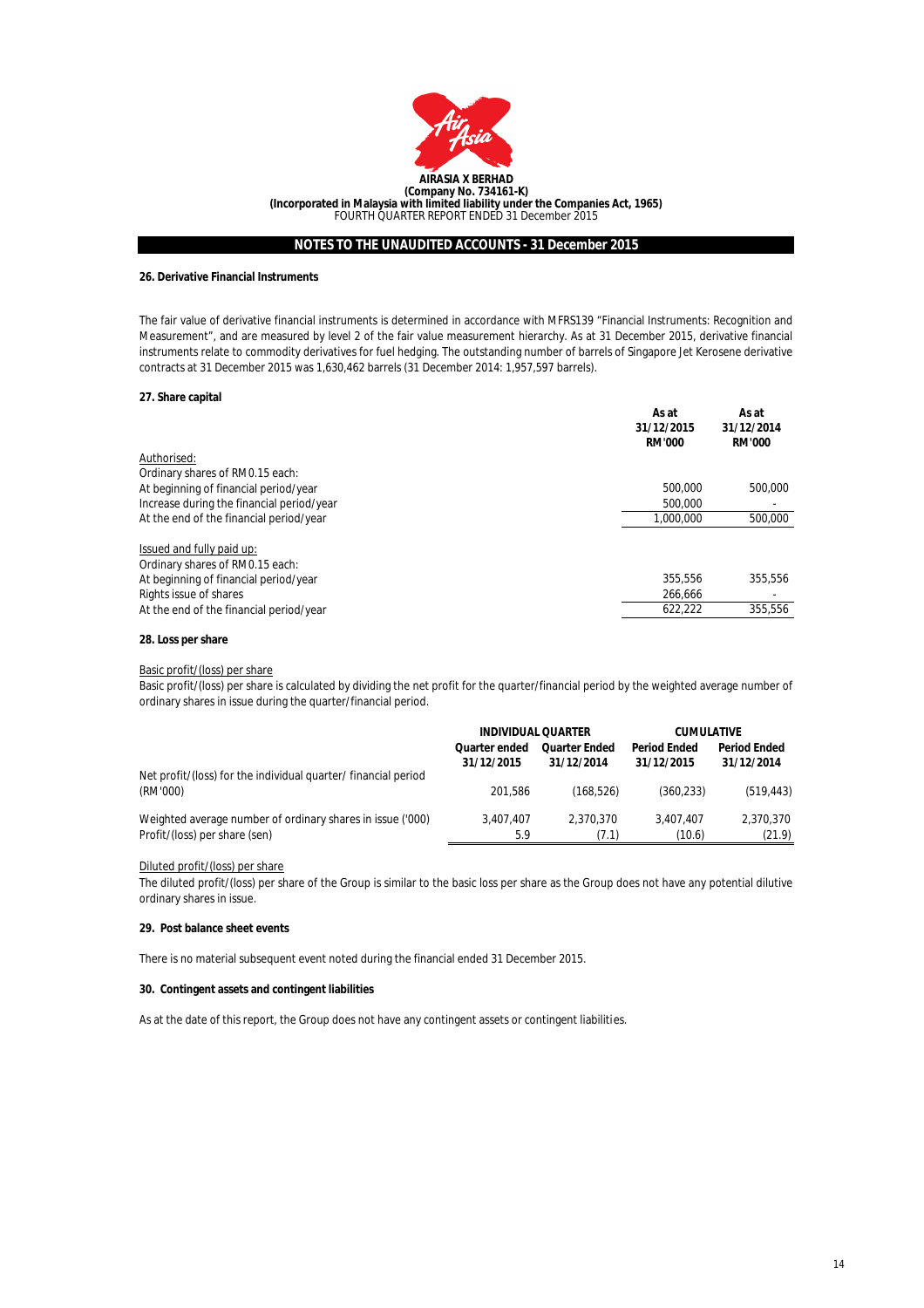**AIRASIA X BERHAD**
**(Company No. 734161-K)**
**(Incorporated in Malaysia with limited liability under the Companies Act, 1965)**
FOURTH QUARTER REPORT ENDED 31 December 2015

## NOTES TO THE UNAUDITED ACCOUNTS - 31 December 2015

### 26. Derivative Financial Instruments

The fair value of derivative financial instruments is determined in accordance with MFRS139 "Financial Instruments: Recognition and Measurement", and are measured by level 2 of the fair value measurement hierarchy. As at 31 December 2015, derivative financial instruments relate to commodity derivatives for fuel hedging. The outstanding number of barrels of Singapore Jet Kerosene derivative contracts at 31 December 2015 was 1,630,462 barrels (31 December 2014: 1,957,597 barrels).

### 27. Share capital

| | As at 31/12/2015 RM'000 | As at 31/12/2014 RM'000 |
|---|---|---|
| Authorised: | | |
| Ordinary shares of RM0.15 each: | | |
| At beginning of financial period/year | 500,000 | 500,000 |
| Increase during the financial period/year | 500,000 | - |
| At the end of the financial period/year | 1,000,000 | 500,000 |
| | | |
| Issued and fully paid up: | | |
| Ordinary shares of RM0.15 each: | | |
| At beginning of financial period/year | 355,556 | 355,556 |
| Rights issue of shares | 266,666 | - |
| At the end of the financial period/year | 622,222 | 355,556 |

### 28. Loss per share

Basic profit/(loss) per share

Basic profit/(loss) per share is calculated by dividing the net profit for the quarter/financial period by the weighted average number of ordinary shares in issue during the quarter/financial period.

| | INDIVIDUAL QUARTER | | CUMULATIVE | |
|---|---|---|---|---|
| | Quarter ended 31/12/2015 | Quarter Ended 31/12/2014 | Period Ended 31/12/2015 | Period Ended 31/12/2014 |
| Net profit/(loss) for the individual quarter/ financial period (RM'000) | 201,586 | (168,526) | (360,233) | (519,443) |
| Weighted average number of ordinary shares in issue ('000) | 3,407,407 | 2,370,370 | 3,407,407 | 2,370,370 |
| Profit/(loss) per share (sen) | 5.9 | (7.1) | (10.6) | (21.9) |

Diluted profit/(loss) per share

The diluted profit/(loss) per share of the Group is similar to the basic loss per share as the Group does not have any potential dilutive ordinary shares in issue.

### 29. Post balance sheet events

There is no material subsequent event noted during the financial ended 31 December 2015.

### 30. Contingent assets and contingent liabilities

As at the date of this report, the Group does not have any contingent assets or contingent liabilities.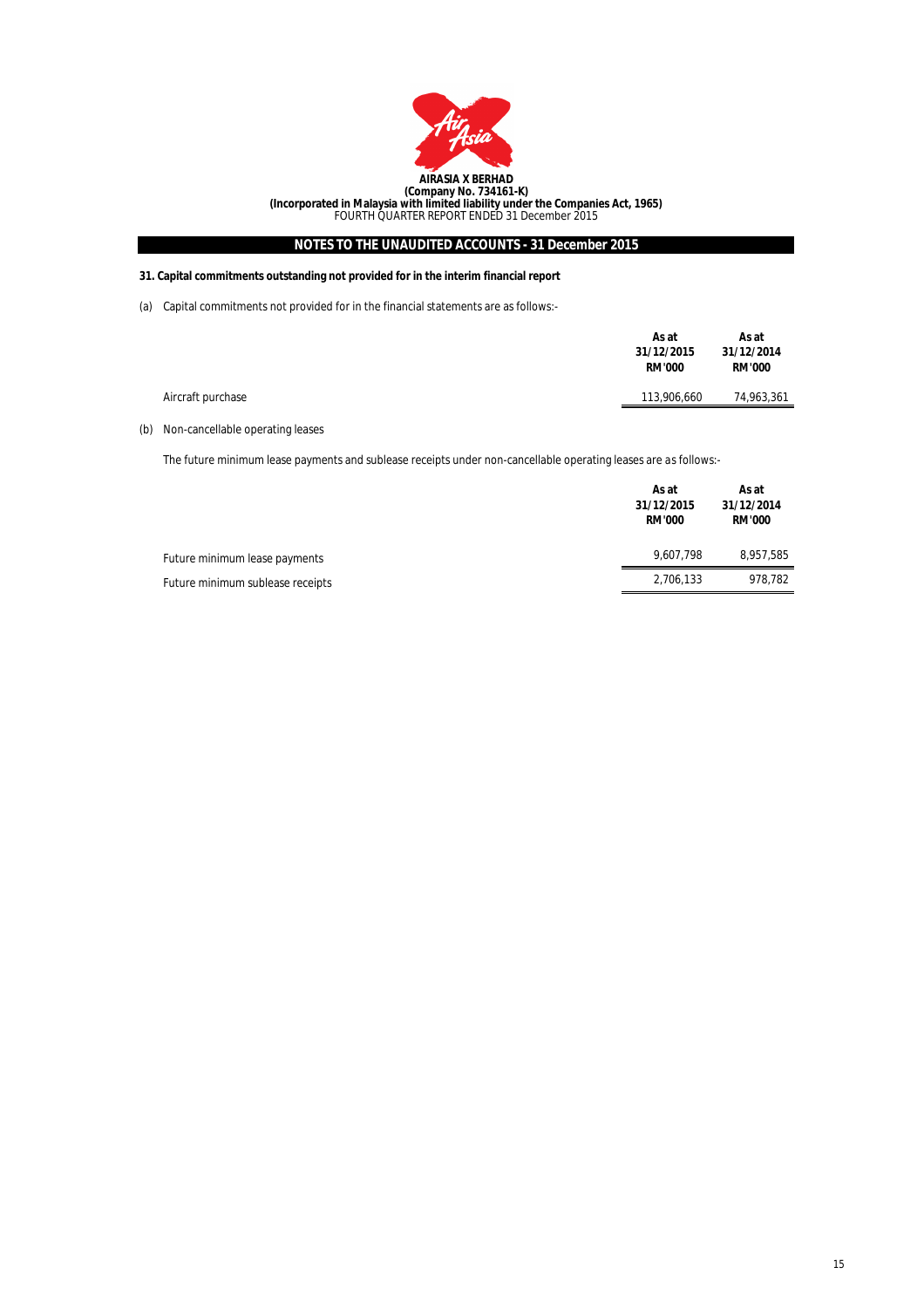**AIRASIA X BERHAD**
**(Company No. 734161-K)**
**(Incorporated in Malaysia with limited liability under the Companies Act, 1965)**
FOURTH QUARTER REPORT ENDED 31 December 2015

## NOTES TO THE UNAUDITED ACCOUNTS - 31 December 2015

### 31. Capital commitments outstanding not provided for in the interim financial report

(a) Capital commitments not provided for in the financial statements are as follows:-

| | As at 31/12/2015 RM'000 | As at 31/12/2014 RM'000 |
|---|---|---|
| Aircraft purchase | 113,906,660 | 74,963,361 |

(b) Non-cancellable operating leases

The future minimum lease payments and sublease receipts under non-cancellable operating leases are as follows:-

| | As at 31/12/2015 RM'000 | As at 31/12/2014 RM'000 |
|---|---|---|
| Future minimum lease payments | 9,607,798 | 8,957,585 |
| Future minimum sublease receipts | 2,706,133 | 978,782 |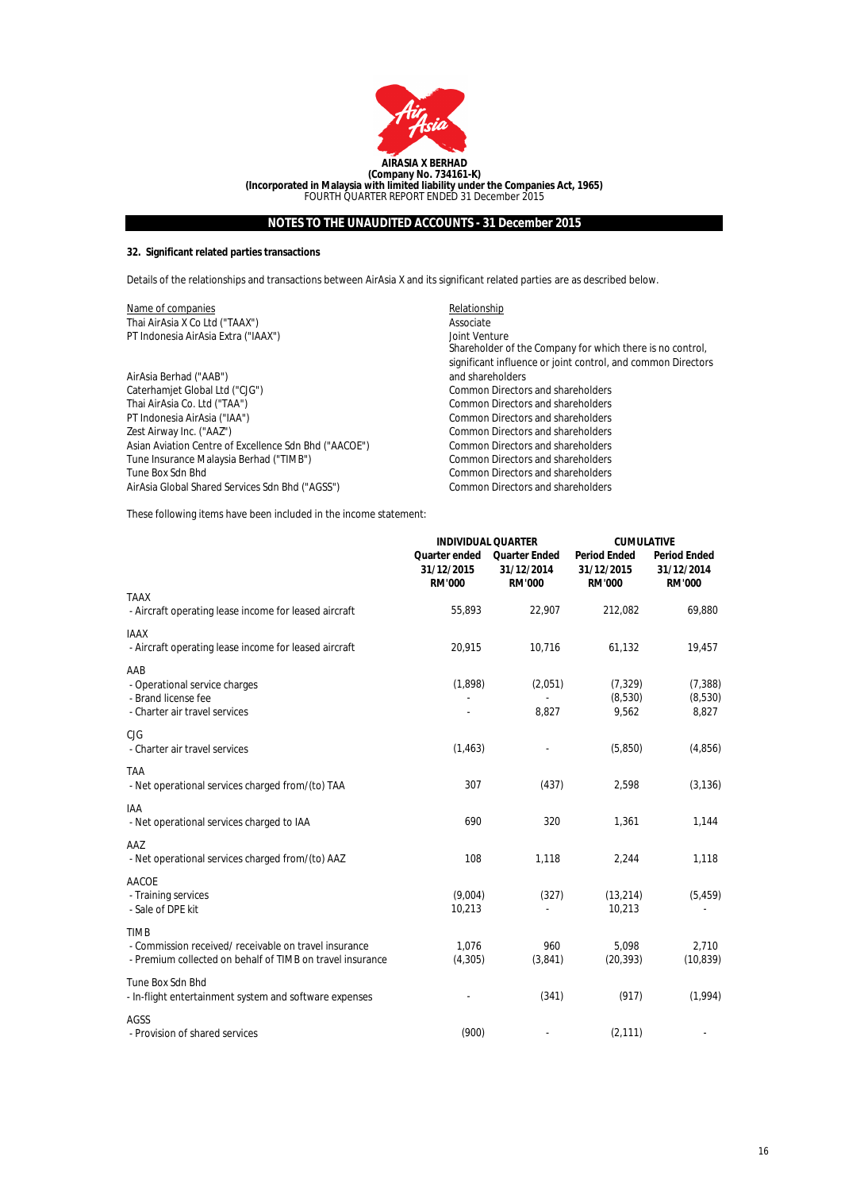**AIRASIA X BERHAD**
**(Company No. 734161-K)**
**(Incorporated in Malaysia with limited liability under the Companies Act, 1965)**
FOURTH QUARTER REPORT ENDED 31 December 2015

## NOTES TO THE UNAUDITED ACCOUNTS - 31 December 2015

### 32. Significant related parties transactions

Details of the relationships and transactions between AirAsia X and its significant related parties are as described below.

| Name of companies | Relationship |
|---|---|
| Thai AirAsia X Co Ltd ("TAAX") | Associate |
| PT Indonesia AirAsia Extra ("IAAX") | Joint Venture |
| AirAsia Berhad ("AAB") | Shareholder of the Company for which there is no control, significant influence or joint control, and common Directors and shareholders |
| Caterhamjet Global Ltd ("CJG") | Common Directors and shareholders |
| Thai AirAsia Co. Ltd ("TAA") | Common Directors and shareholders |
| PT Indonesia AirAsia ("IAA") | Common Directors and shareholders |
| Zest Airway Inc. ("AAZ") | Common Directors and shareholders |
| Asian Aviation Centre of Excellence Sdn Bhd ("AACOE") | Common Directors and shareholders |
| Tune Insurance Malaysia Berhad ("TIMB") | Common Directors and shareholders |
| Tune Box Sdn Bhd | Common Directors and shareholders |
| AirAsia Global Shared Services Sdn Bhd ("AGSS") | Common Directors and shareholders |

These following items have been included in the income statement:

| | INDIVIDUAL QUARTER | | CUMULATIVE | |
|---|---|---|---|---|
| | Quarter ended 31/12/2015 RM'000 | Quarter Ended 31/12/2014 RM'000 | Period Ended 31/12/2015 RM'000 | Period Ended 31/12/2014 RM'000 |
| TAAX | | | | |
| - Aircraft operating lease income for leased aircraft | 55,893 | 22,907 | 212,082 | 69,880 |
| IAAX | | | | |
| - Aircraft operating lease income for leased aircraft | 20,915 | 10,716 | 61,132 | 19,457 |
| AAB | | | | |
| - Operational service charges | (1,898) | (2,051) | (7,329) | (7,388) |
| - Brand license fee | - | - | (8,530) | (8,530) |
| - Charter air travel services | - | 8,827 | 9,562 | 8,827 |
| CJG | | | | |
| - Charter air travel services | (1,463) | - | (5,850) | (4,856) |
| TAA | | | | |
| - Net operational services charged from/(to) TAA | 307 | (437) | 2,598 | (3,136) |
| IAA | | | | |
| - Net operational services charged to IAA | 690 | 320 | 1,361 | 1,144 |
| AAZ | | | | |
| - Net operational services charged from/(to) AAZ | 108 | 1,118 | 2,244 | 1,118 |
| AACOE | | | | |
| - Training services | (9,004) | (327) | (13,214) | (5,459) |
| - Sale of DPE kit | 10,213 | - | 10,213 | - |
| TIMB | | | | |
| - Commission received/ receivable on travel insurance | 1,076 | 960 | 5,098 | 2,710 |
| - Premium collected on behalf of TIMB on travel insurance | (4,305) | (3,841) | (20,393) | (10,839) |
| Tune Box Sdn Bhd | | | | |
| - In-flight entertainment system and software expenses | - | (341) | (917) | (1,994) |
| AGSS | | | | |
| - Provision of shared services | (900) | - | (2,111) | - |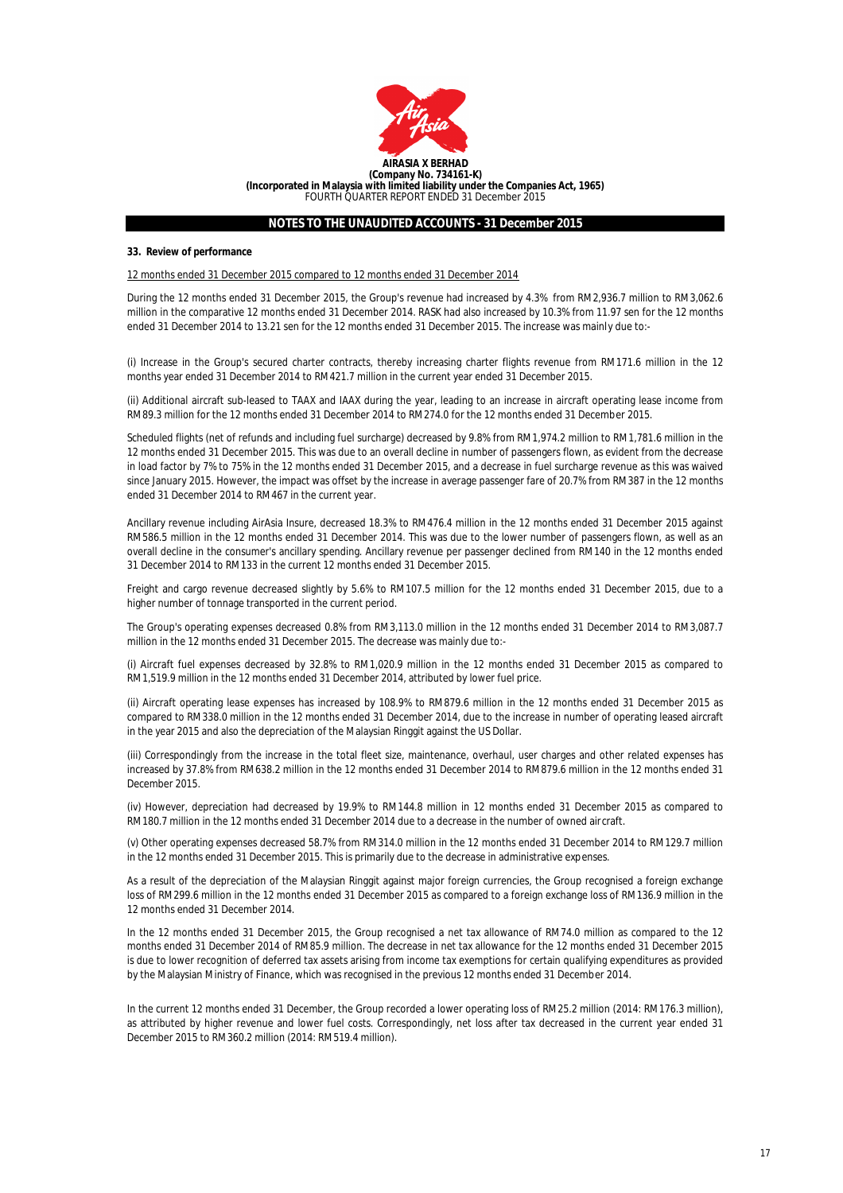**AIRASIA X BERHAD**
**(Company No. 734161-K)**
**(Incorporated in Malaysia with limited liability under the Companies Act, 1965)**
FOURTH QUARTER REPORT ENDED 31 December 2015

## NOTES TO THE UNAUDITED ACCOUNTS - 31 December 2015

**33. Review of performance**

12 months ended 31 December 2015 compared to 12 months ended 31 December 2014

During the 12 months ended 31 December 2015, the Group's revenue had increased by 4.3% from RM2,936.7 million to RM3,062.6 million in the comparative 12 months ended 31 December 2014. RASK had also increased by 10.3% from 11.97 sen for the 12 months ended 31 December 2014 to 13.21 sen for the 12 months ended 31 December 2015. The increase was mainly due to:-

(i) Increase in the Group's secured charter contracts, thereby increasing charter flights revenue from RM171.6 million in the 12 months year ended 31 December 2014 to RM421.7 million in the current year ended 31 December 2015.

(ii) Additional aircraft sub-leased to TAAX and IAAX during the year, leading to an increase in aircraft operating lease income from RM89.3 million for the 12 months ended 31 December 2014 to RM274.0 for the 12 months ended 31 December 2015.

Scheduled flights (net of refunds and including fuel surcharge) decreased by 9.8% from RM1,974.2 million to RM1,781.6 million in the 12 months ended 31 December 2015. This was due to an overall decline in number of passengers flown, as evident from the decrease in load factor by 7% to 75% in the 12 months ended 31 December 2015, and a decrease in fuel surcharge revenue as this was waived since January 2015. However, the impact was offset by the increase in average passenger fare of 20.7% from RM387 in the 12 months ended 31 December 2014 to RM467 in the current year.

Ancillary revenue including AirAsia Insure, decreased 18.3% to RM476.4 million in the 12 months ended 31 December 2015 against RM586.5 million in the 12 months ended 31 December 2014. This was due to the lower number of passengers flown, as well as an overall decline in the consumer's ancillary spending. Ancillary revenue per passenger declined from RM140 in the 12 months ended 31 December 2014 to RM133 in the current 12 months ended 31 December 2015.

Freight and cargo revenue decreased slightly by 5.6% to RM107.5 million for the 12 months ended 31 December 2015, due to a higher number of tonnage transported in the current period.

The Group's operating expenses decreased 0.8% from RM3,113.0 million in the 12 months ended 31 December 2014 to RM3,087.7 million in the 12 months ended 31 December 2015. The decrease was mainly due to:-

(i) Aircraft fuel expenses decreased by 32.8% to RM1,020.9 million in the 12 months ended 31 December 2015 as compared to RM1,519.9 million in the 12 months ended 31 December 2014, attributed by lower fuel price.

(ii) Aircraft operating lease expenses has increased by 108.9% to RM879.6 million in the 12 months ended 31 December 2015 as compared to RM338.0 million in the 12 months ended 31 December 2014, due to the increase in number of operating leased aircraft in the year 2015 and also the depreciation of the Malaysian Ringgit against the US Dollar.

(iii) Correspondingly from the increase in the total fleet size, maintenance, overhaul, user charges and other related expenses has increased by 37.8% from RM638.2 million in the 12 months ended 31 December 2014 to RM879.6 million in the 12 months ended 31 December 2015.

(iv) However, depreciation had decreased by 19.9% to RM144.8 million in 12 months ended 31 December 2015 as compared to RM180.7 million in the 12 months ended 31 December 2014 due to a decrease in the number of owned aircraft.

(v) Other operating expenses decreased 58.7% from RM314.0 million in the 12 months ended 31 December 2014 to RM129.7 million in the 12 months ended 31 December 2015. This is primarily due to the decrease in administrative expenses.

As a result of the depreciation of the Malaysian Ringgit against major foreign currencies, the Group recognised a foreign exchange loss of RM299.6 million in the 12 months ended 31 December 2015 as compared to a foreign exchange loss of RM136.9 million in the 12 months ended 31 December 2014.

In the 12 months ended 31 December 2015, the Group recognised a net tax allowance of RM74.0 million as compared to the 12 months ended 31 December 2014 of RM85.9 million. The decrease in net tax allowance for the 12 months ended 31 December 2015 is due to lower recognition of deferred tax assets arising from income tax exemptions for certain qualifying expenditures as provided by the Malaysian Ministry of Finance, which was recognised in the previous 12 months ended 31 December 2014.

In the current 12 months ended 31 December, the Group recorded a lower operating loss of RM25.2 million (2014: RM176.3 million), as attributed by higher revenue and lower fuel costs. Correspondingly, net loss after tax decreased in the current year ended 31 December 2015 to RM360.2 million (2014: RM519.4 million).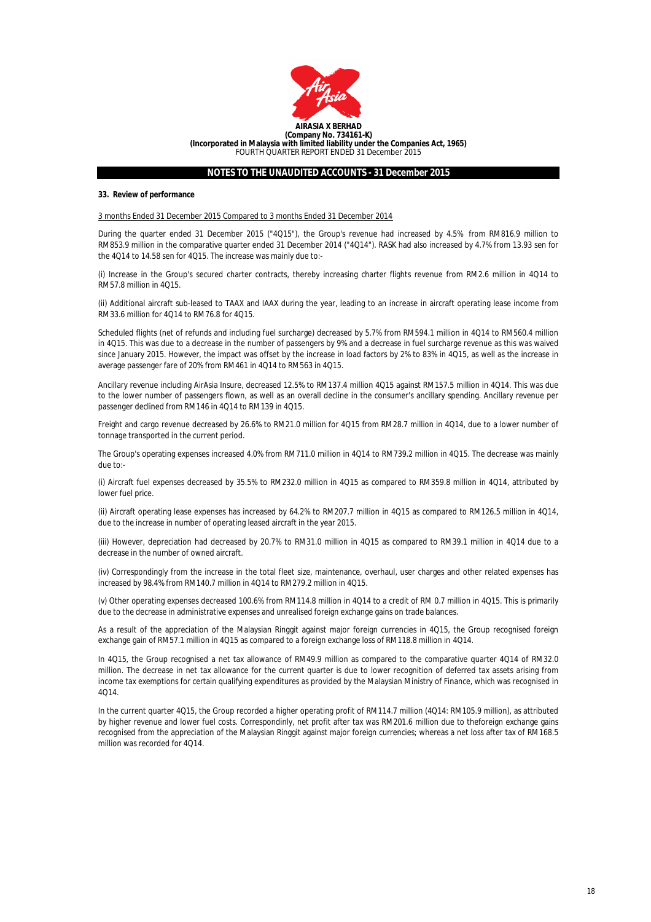**AIRASIA X BERHAD**
**(Company No. 734161-K)**
**(Incorporated in Malaysia with limited liability under the Companies Act, 1965)**
FOURTH QUARTER REPORT ENDED 31 December 2015

## NOTES TO THE UNAUDITED ACCOUNTS - 31 December 2015

### 33. Review of performance

3 months Ended 31 December 2015 Compared to 3 months Ended 31 December 2014

During the quarter ended 31 December 2015 ("4Q15"), the Group's revenue had increased by 4.5% from RM816.9 million to RM853.9 million in the comparative quarter ended 31 December 2014 ("4Q14"). RASK had also increased by 4.7% from 13.93 sen for the 4Q14 to 14.58 sen for 4Q15. The increase was mainly due to:-

(i) Increase in the Group's secured charter contracts, thereby increasing charter flights revenue from RM2.6 million in 4Q14 to RM57.8 million in 4Q15.

(ii) Additional aircraft sub-leased to TAAX and IAAX during the year, leading to an increase in aircraft operating lease income from RM33.6 million for 4Q14 to RM76.8 for 4Q15.

Scheduled flights (net of refunds and including fuel surcharge) decreased by 5.7% from RM594.1 million in 4Q14 to RM560.4 million in 4Q15. This was due to a decrease in the number of passengers by 9% and a decrease in fuel surcharge revenue as this was waived since January 2015. However, the impact was offset by the increase in load factors by 2% to 83% in 4Q15, as well as the increase in average passenger fare of 20% from RM461 in 4Q14 to RM563 in 4Q15.

Ancillary revenue including AirAsia Insure, decreased 12.5% to RM137.4 million 4Q15 against RM157.5 million in 4Q14. This was due to the lower number of passengers flown, as well as an overall decline in the consumer's ancillary spending. Ancillary revenue per passenger declined from RM146 in 4Q14 to RM139 in 4Q15.

Freight and cargo revenue decreased by 26.6% to RM21.0 million for 4Q15 from RM28.7 million in 4Q14, due to a lower number of tonnage transported in the current period.

The Group's operating expenses increased 4.0% from RM711.0 million in 4Q14 to RM739.2 million in 4Q15. The decrease was mainly due to:-

(i) Aircraft fuel expenses decreased by 35.5% to RM232.0 million in 4Q15 as compared to RM359.8 million in 4Q14, attributed by lower fuel price.

(ii) Aircraft operating lease expenses has increased by 64.2% to RM207.7 million in 4Q15 as compared to RM126.5 million in 4Q14, due to the increase in number of operating leased aircraft in the year 2015.

(iii) However, depreciation had decreased by 20.7% to RM31.0 million in 4Q15 as compared to RM39.1 million in 4Q14 due to a decrease in the number of owned aircraft.

(iv) Correspondingly from the increase in the total fleet size, maintenance, overhaul, user charges and other related expenses has increased by 98.4% from RM140.7 million in 4Q14 to RM279.2 million in 4Q15.

(v) Other operating expenses decreased 100.6% from RM114.8 million in 4Q14 to a credit of RM 0.7 million in 4Q15. This is primarily due to the decrease in administrative expenses and unrealised foreign exchange gains on trade balances.

As a result of the appreciation of the Malaysian Ringgit against major foreign currencies in 4Q15, the Group recognised foreign exchange gain of RM57.1 million in 4Q15 as compared to a foreign exchange loss of RM118.8 million in 4Q14.

In 4Q15, the Group recognised a net tax allowance of RM49.9 million as compared to the comparative quarter 4Q14 of RM32.0 million. The decrease in net tax allowance for the current quarter is due to lower recognition of deferred tax assets arising from income tax exemptions for certain qualifying expenditures as provided by the Malaysian Ministry of Finance, which was recognised in 4Q14.

In the current quarter 4Q15, the Group recorded a higher operating profit of RM114.7 million (4Q14: RM105.9 million), as attributed by higher revenue and lower fuel costs. Correspondinly, net profit after tax was RM201.6 million due to theforeign exchange gains recognised from the appreciation of the Malaysian Ringgit against major foreign currencies; whereas a net loss after tax of RM168.5 million was recorded for 4Q14.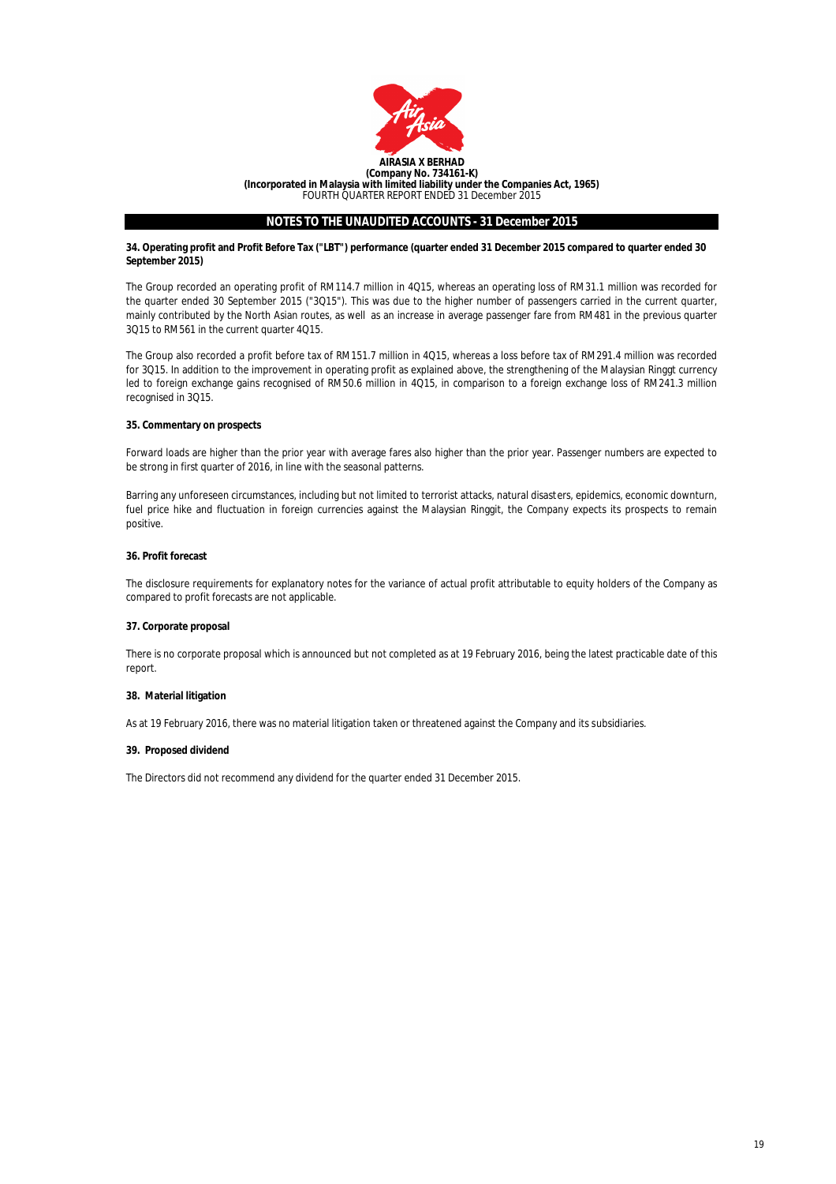**AIRASIA X BERHAD**
**(Company No. 734161-K)**
**(Incorporated in Malaysia with limited liability under the Companies Act, 1965)**
FOURTH QUARTER REPORT ENDED 31 December 2015

## NOTES TO THE UNAUDITED ACCOUNTS - 31 December 2015

**34. Operating profit and Profit Before Tax ("LBT") performance (quarter ended 31 December 2015 compared to quarter ended 30 September 2015)**

The Group recorded an operating profit of RM114.7 million in 4Q15, whereas an operating loss of RM31.1 million was recorded for the quarter ended 30 September 2015 ("3Q15"). This was due to the higher number of passengers carried in the current quarter, mainly contributed by the North Asian routes, as well as an increase in average passenger fare from RM481 in the previous quarter 3Q15 to RM561 in the current quarter 4Q15.

The Group also recorded a profit before tax of RM151.7 million in 4Q15, whereas a loss before tax of RM291.4 million was recorded for 3Q15. In addition to the improvement in operating profit as explained above, the strengthening of the Malaysian Ringgt currency led to foreign exchange gains recognised of RM50.6 million in 4Q15, in comparison to a foreign exchange loss of RM241.3 million recognised in 3Q15.

**35. Commentary on prospects**

Forward loads are higher than the prior year with average fares also higher than the prior year. Passenger numbers are expected to be strong in first quarter of 2016, in line with the seasonal patterns.

Barring any unforeseen circumstances, including but not limited to terrorist attacks, natural disasters, epidemics, economic downturn, fuel price hike and fluctuation in foreign currencies against the Malaysian Ringgit, the Company expects its prospects to remain positive.

**36. Profit forecast**

The disclosure requirements for explanatory notes for the variance of actual profit attributable to equity holders of the Company as compared to profit forecasts are not applicable.

**37. Corporate proposal**

There is no corporate proposal which is announced but not completed as at 19 February 2016, being the latest practicable date of this report.

**38. Material litigation**

As at 19 February 2016, there was no material litigation taken or threatened against the Company and its subsidiaries.

**39. Proposed dividend**

The Directors did not recommend any dividend for the quarter ended 31 December 2015.